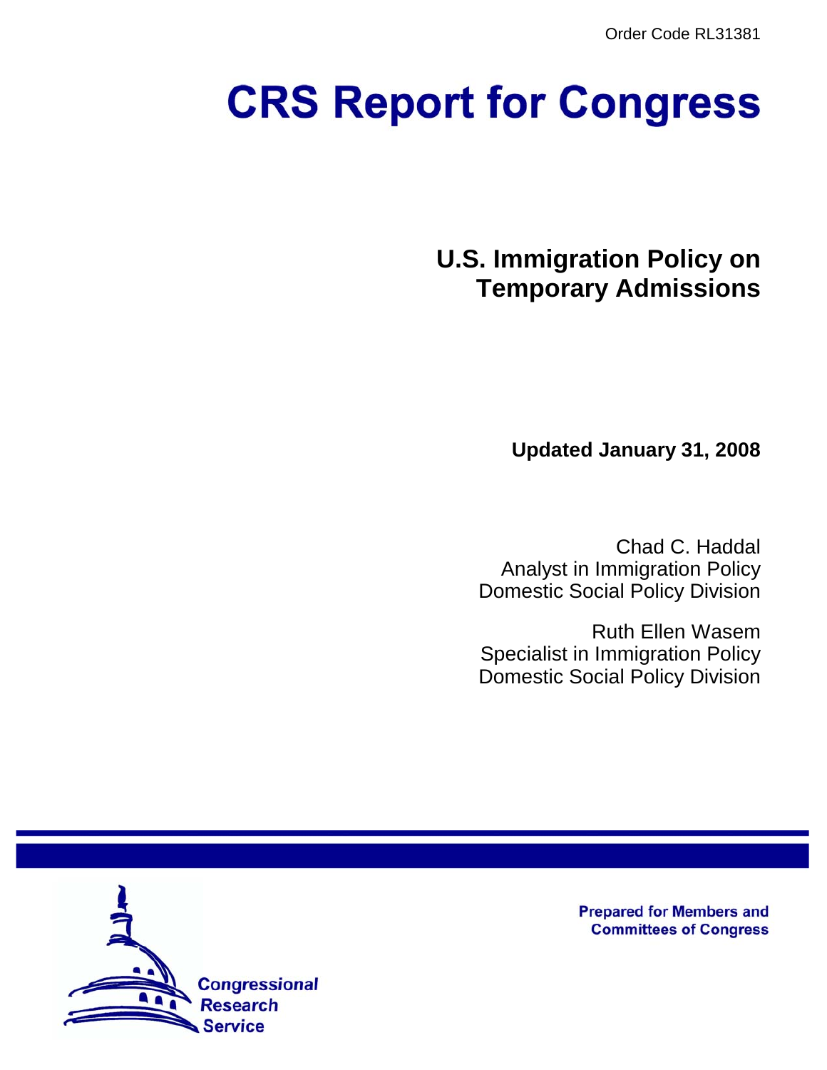Order Code RL31381

# CRS Report for Congress

## U.S. Immigration Policy on Temporary Admissions

**Updated January 31, 2008**

Chad C. Haddal
Analyst in Immigration Policy
Domestic Social Policy Division

Ruth Ellen Wasem
Specialist in Immigration Policy
Domestic Social Policy Division

Prepared for Members and Committees of Congress

Congressional Research Service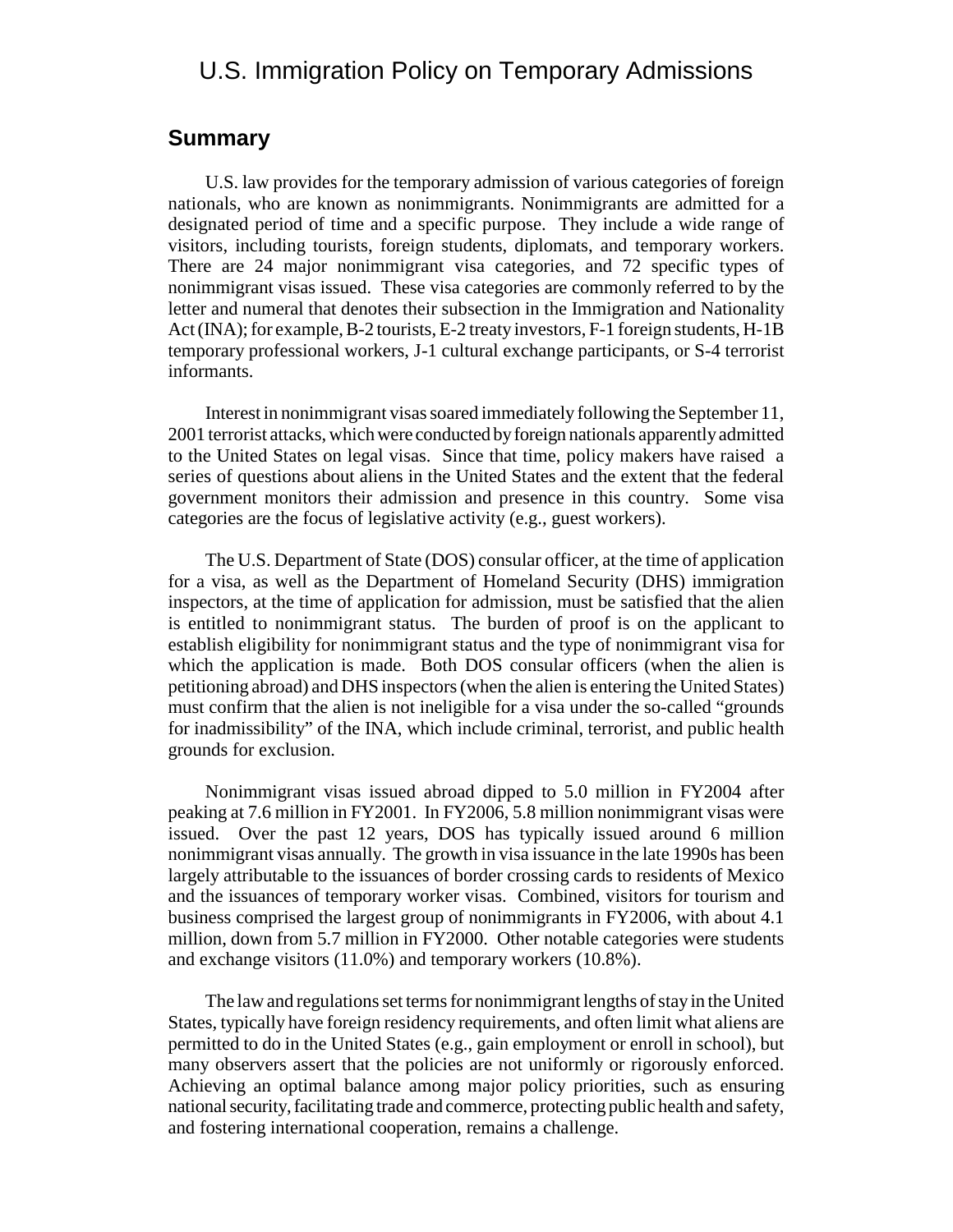# U.S. Immigration Policy on Temporary Admissions

## Summary

U.S. law provides for the temporary admission of various categories of foreign nationals, who are known as nonimmigrants. Nonimmigrants are admitted for a designated period of time and a specific purpose. They include a wide range of visitors, including tourists, foreign students, diplomats, and temporary workers. There are 24 major nonimmigrant visa categories, and 72 specific types of nonimmigrant visas issued. These visa categories are commonly referred to by the letter and numeral that denotes their subsection in the Immigration and Nationality Act (INA); for example, B-2 tourists, E-2 treaty investors, F-1 foreign students, H-1B temporary professional workers, J-1 cultural exchange participants, or S-4 terrorist informants.

Interest in nonimmigrant visas soared immediately following the September 11, 2001 terrorist attacks, which were conducted by foreign nationals apparently admitted to the United States on legal visas. Since that time, policy makers have raised a series of questions about aliens in the United States and the extent that the federal government monitors their admission and presence in this country. Some visa categories are the focus of legislative activity (e.g., guest workers).

The U.S. Department of State (DOS) consular officer, at the time of application for a visa, as well as the Department of Homeland Security (DHS) immigration inspectors, at the time of application for admission, must be satisfied that the alien is entitled to nonimmigrant status. The burden of proof is on the applicant to establish eligibility for nonimmigrant status and the type of nonimmigrant visa for which the application is made. Both DOS consular officers (when the alien is petitioning abroad) and DHS inspectors (when the alien is entering the United States) must confirm that the alien is not ineligible for a visa under the so-called "grounds for inadmissibility" of the INA, which include criminal, terrorist, and public health grounds for exclusion.

Nonimmigrant visas issued abroad dipped to 5.0 million in FY2004 after peaking at 7.6 million in FY2001. In FY2006, 5.8 million nonimmigrant visas were issued. Over the past 12 years, DOS has typically issued around 6 million nonimmigrant visas annually. The growth in visa issuance in the late 1990s has been largely attributable to the issuances of border crossing cards to residents of Mexico and the issuances of temporary worker visas. Combined, visitors for tourism and business comprised the largest group of nonimmigrants in FY2006, with about 4.1 million, down from 5.7 million in FY2000. Other notable categories were students and exchange visitors (11.0%) and temporary workers (10.8%).

The law and regulations set terms for nonimmigrant lengths of stay in the United States, typically have foreign residency requirements, and often limit what aliens are permitted to do in the United States (e.g., gain employment or enroll in school), but many observers assert that the policies are not uniformly or rigorously enforced. Achieving an optimal balance among major policy priorities, such as ensuring national security, facilitating trade and commerce, protecting public health and safety, and fostering international cooperation, remains a challenge.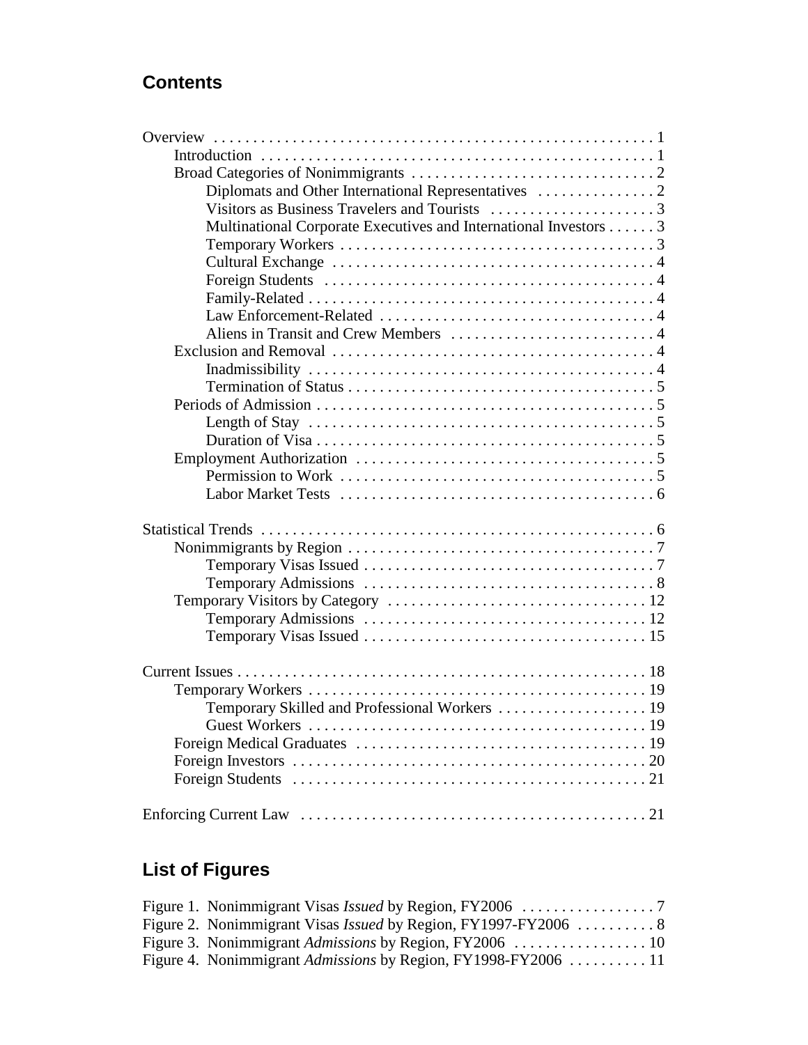## Contents

Overview . . . . . . . . . . . . . . . . . . . . . . . . . . . . . . . . . . . . . . . . . . . . . . . . . . . . . . . 1
- Introduction . . . . . . . . . . . . . . . . . . . . . . . . . . . . . . . . . . . . . . . . . . . . . . . . . . 1
- Broad Categories of Nonimmigrants . . . . . . . . . . . . . . . . . . . . . . . . . . . . . . 2
  - Diplomats and Other International Representatives . . . . . . . . . . . . . . . 2
  - Visitors as Business Travelers and Tourists . . . . . . . . . . . . . . . . . . . . . 3
  - Multinational Corporate Executives and International Investors . . . . . . 3
  - Temporary Workers . . . . . . . . . . . . . . . . . . . . . . . . . . . . . . . . . . . . . . . 3
  - Cultural Exchange . . . . . . . . . . . . . . . . . . . . . . . . . . . . . . . . . . . . . . . . 4
  - Foreign Students . . . . . . . . . . . . . . . . . . . . . . . . . . . . . . . . . . . . . . . . . 4
  - Family-Related . . . . . . . . . . . . . . . . . . . . . . . . . . . . . . . . . . . . . . . . . . . 4
  - Law Enforcement-Related . . . . . . . . . . . . . . . . . . . . . . . . . . . . . . . . . . 4
  - Aliens in Transit and Crew Members . . . . . . . . . . . . . . . . . . . . . . . . . . 4
- Exclusion and Removal . . . . . . . . . . . . . . . . . . . . . . . . . . . . . . . . . . . . . . . . 4
  - Inadmissibility . . . . . . . . . . . . . . . . . . . . . . . . . . . . . . . . . . . . . . . . . . . 4
  - Termination of Status . . . . . . . . . . . . . . . . . . . . . . . . . . . . . . . . . . . . . . 5
- Periods of Admission . . . . . . . . . . . . . . . . . . . . . . . . . . . . . . . . . . . . . . . . . . 5
  - Length of Stay . . . . . . . . . . . . . . . . . . . . . . . . . . . . . . . . . . . . . . . . . . . 5
  - Duration of Visa . . . . . . . . . . . . . . . . . . . . . . . . . . . . . . . . . . . . . . . . . . 5
- Employment Authorization . . . . . . . . . . . . . . . . . . . . . . . . . . . . . . . . . . . . . 5
  - Permission to Work . . . . . . . . . . . . . . . . . . . . . . . . . . . . . . . . . . . . . . . 5
  - Labor Market Tests . . . . . . . . . . . . . . . . . . . . . . . . . . . . . . . . . . . . . . . 6

Statistical Trends . . . . . . . . . . . . . . . . . . . . . . . . . . . . . . . . . . . . . . . . . . . . . . . . . 6
- Nonimmigrants by Region . . . . . . . . . . . . . . . . . . . . . . . . . . . . . . . . . . . . . . 7
  - Temporary Visas Issued . . . . . . . . . . . . . . . . . . . . . . . . . . . . . . . . . . . . 7
  - Temporary Admissions . . . . . . . . . . . . . . . . . . . . . . . . . . . . . . . . . . . . . 8
- Temporary Visitors by Category . . . . . . . . . . . . . . . . . . . . . . . . . . . . . . . . 12
  - Temporary Admissions . . . . . . . . . . . . . . . . . . . . . . . . . . . . . . . . . . . . 12
  - Temporary Visas Issued . . . . . . . . . . . . . . . . . . . . . . . . . . . . . . . . . . . 15

Current Issues . . . . . . . . . . . . . . . . . . . . . . . . . . . . . . . . . . . . . . . . . . . . . . . . . . . 18
- Temporary Workers . . . . . . . . . . . . . . . . . . . . . . . . . . . . . . . . . . . . . . . . . . . 19
  - Temporary Skilled and Professional Workers . . . . . . . . . . . . . . . . . . . 19
  - Guest Workers . . . . . . . . . . . . . . . . . . . . . . . . . . . . . . . . . . . . . . . . . . . 19
- Foreign Medical Graduates . . . . . . . . . . . . . . . . . . . . . . . . . . . . . . . . . . . . 19
- Foreign Investors . . . . . . . . . . . . . . . . . . . . . . . . . . . . . . . . . . . . . . . . . . . . 20
- Foreign Students . . . . . . . . . . . . . . . . . . . . . . . . . . . . . . . . . . . . . . . . . . . . 21

Enforcing Current Law . . . . . . . . . . . . . . . . . . . . . . . . . . . . . . . . . . . . . . . . . . . . 21

## List of Figures

Figure 1. Nonimmigrant Visas *Issued* by Region, FY2006 . . . . . . . . . . . . . . . . . 7
Figure 2. Nonimmigrant Visas *Issued* by Region, FY1997-FY2006 . . . . . . . . . . 8
Figure 3. Nonimmigrant *Admissions* by Region, FY2006 . . . . . . . . . . . . . . . . . 10
Figure 4. Nonimmigrant *Admissions* by Region, FY1998-FY2006 . . . . . . . . . . 11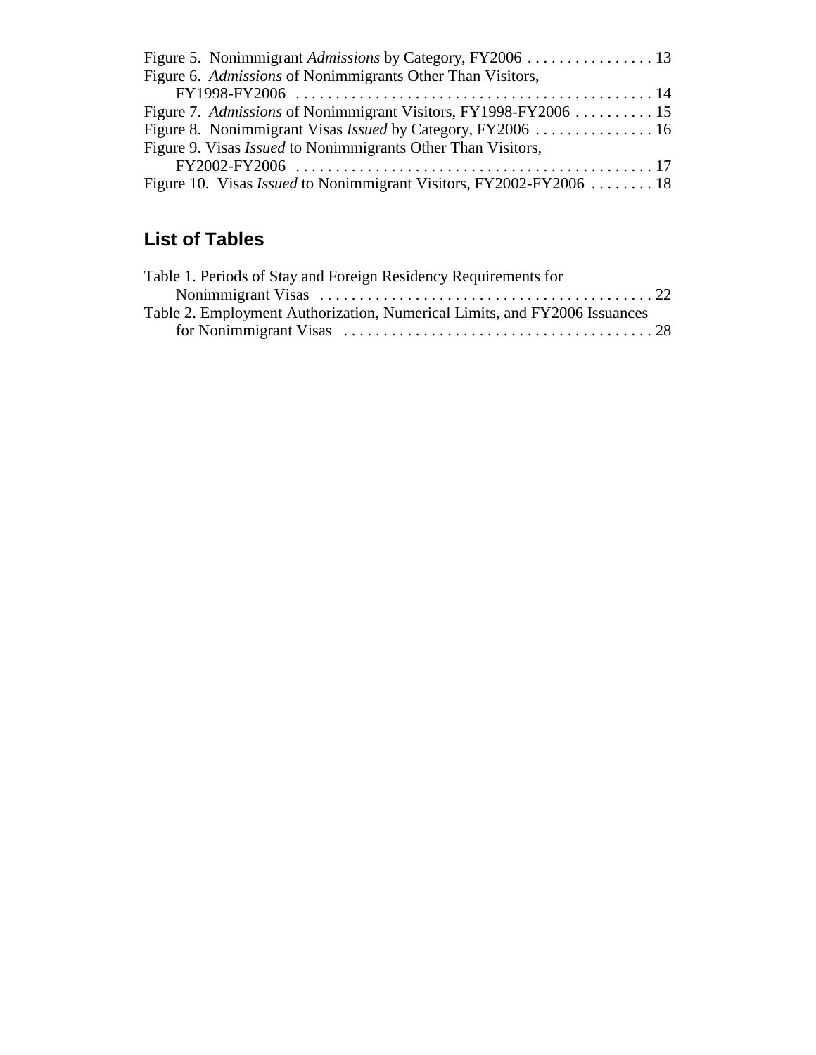Figure 5. Nonimmigrant *Admissions* by Category, FY2006 . . . . . . . . . . . . . . . . 13
Figure 6. *Admissions* of Nonimmigrants Other Than Visitors, FY1998-FY2006 . . . . . . . . . . . . . . . . . . . . . . . . . . . . . . . . . . . . . . . . . . . . . 14
Figure 7. *Admissions* of Nonimmigrant Visitors, FY1998-FY2006 . . . . . . . . . . 15
Figure 8. Nonimmigrant Visas *Issued* by Category, FY2006 . . . . . . . . . . . . . . . 16
Figure 9. Visas *Issued* to Nonimmigrants Other Than Visitors, FY2002-FY2006 . . . . . . . . . . . . . . . . . . . . . . . . . . . . . . . . . . . . . . . . . . . . . 17
Figure 10. Visas *Issued* to Nonimmigrant Visitors, FY2002-FY2006 . . . . . . . . 18

## List of Tables

Table 1. Periods of Stay and Foreign Residency Requirements for Nonimmigrant Visas . . . . . . . . . . . . . . . . . . . . . . . . . . . . . . . . . . . . . . . . . . 22
Table 2. Employment Authorization, Numerical Limits, and FY2006 Issuances for Nonimmigrant Visas . . . . . . . . . . . . . . . . . . . . . . . . . . . . . . . . . . . . . . . 28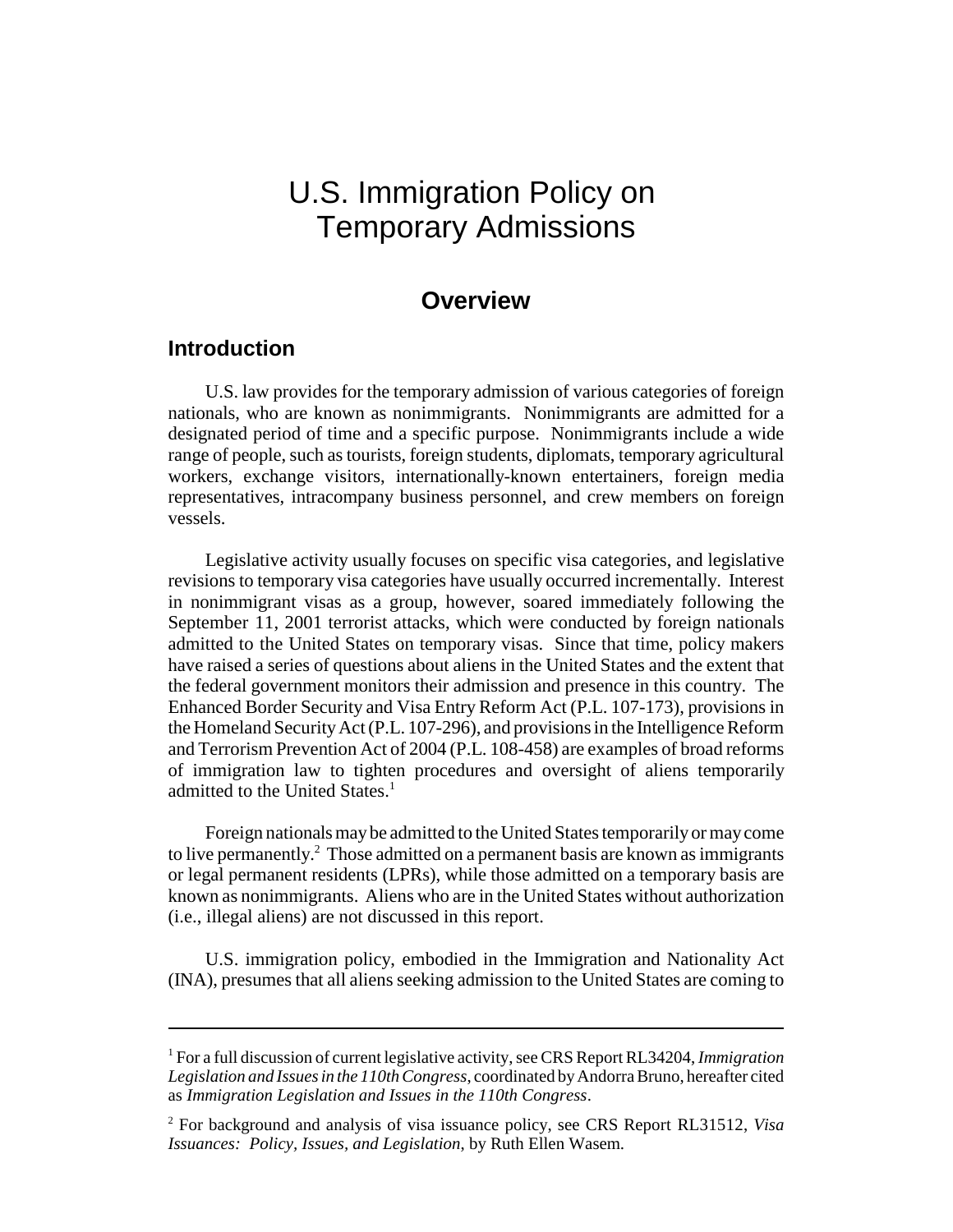# U.S. Immigration Policy on Temporary Admissions

## Overview

### Introduction

U.S. law provides for the temporary admission of various categories of foreign nationals, who are known as nonimmigrants. Nonimmigrants are admitted for a designated period of time and a specific purpose. Nonimmigrants include a wide range of people, such as tourists, foreign students, diplomats, temporary agricultural workers, exchange visitors, internationally-known entertainers, foreign media representatives, intracompany business personnel, and crew members on foreign vessels.

Legislative activity usually focuses on specific visa categories, and legislative revisions to temporary visa categories have usually occurred incrementally. Interest in nonimmigrant visas as a group, however, soared immediately following the September 11, 2001 terrorist attacks, which were conducted by foreign nationals admitted to the United States on temporary visas. Since that time, policy makers have raised a series of questions about aliens in the United States and the extent that the federal government monitors their admission and presence in this country. The Enhanced Border Security and Visa Entry Reform Act (P.L. 107-173), provisions in the Homeland Security Act (P.L. 107-296), and provisions in the Intelligence Reform and Terrorism Prevention Act of 2004 (P.L. 108-458) are examples of broad reforms of immigration law to tighten procedures and oversight of aliens temporarily admitted to the United States.[1]

Foreign nationals may be admitted to the United States temporarily or may come to live permanently.[2] Those admitted on a permanent basis are known as immigrants or legal permanent residents (LPRs), while those admitted on a temporary basis are known as nonimmigrants. Aliens who are in the United States without authorization (i.e., illegal aliens) are not discussed in this report.

U.S. immigration policy, embodied in the Immigration and Nationality Act (INA), presumes that all aliens seeking admission to the United States are coming to

---

[1] For a full discussion of current legislative activity, see CRS Report RL34204, *Immigration Legislation and Issues in the 110th Congress*, coordinated by Andorra Bruno, hereafter cited as *Immigration Legislation and Issues in the 110th Congress*.

[2] For background and analysis of visa issuance policy, see CRS Report RL31512, *Visa Issuances: Policy, Issues, and Legislation*, by Ruth Ellen Wasem.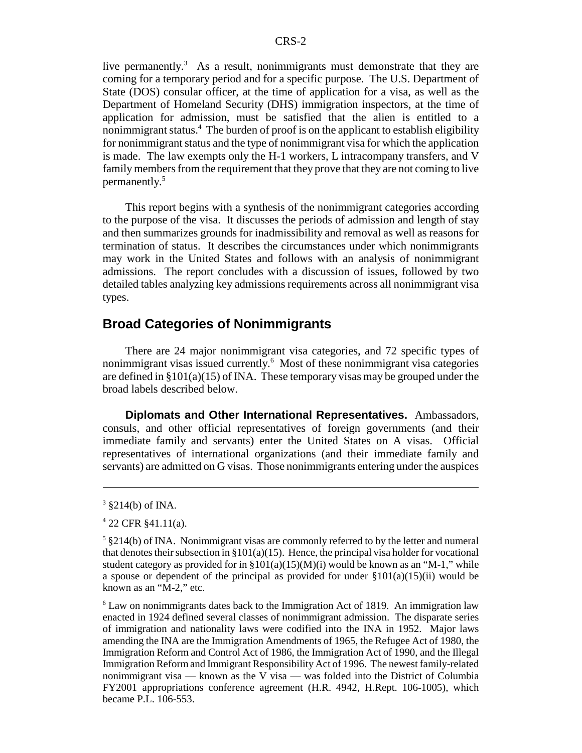live permanently.[3] As a result, nonimmigrants must demonstrate that they are coming for a temporary period and for a specific purpose. The U.S. Department of State (DOS) consular officer, at the time of application for a visa, as well as the Department of Homeland Security (DHS) immigration inspectors, at the time of application for admission, must be satisfied that the alien is entitled to a nonimmigrant status.[4] The burden of proof is on the applicant to establish eligibility for nonimmigrant status and the type of nonimmigrant visa for which the application is made. The law exempts only the H-1 workers, L intracompany transfers, and V family members from the requirement that they prove that they are not coming to live permanently.[5]

This report begins with a synthesis of the nonimmigrant categories according to the purpose of the visa. It discusses the periods of admission and length of stay and then summarizes grounds for inadmissibility and removal as well as reasons for termination of status. It describes the circumstances under which nonimmigrants may work in the United States and follows with an analysis of nonimmigrant admissions. The report concludes with a discussion of issues, followed by two detailed tables analyzing key admissions requirements across all nonimmigrant visa types.

## Broad Categories of Nonimmigrants

There are 24 major nonimmigrant visa categories, and 72 specific types of nonimmigrant visas issued currently.[6] Most of these nonimmigrant visa categories are defined in §101(a)(15) of INA. These temporary visas may be grouped under the broad labels described below.

**Diplomats and Other International Representatives.** Ambassadors, consuls, and other official representatives of foreign governments (and their immediate family and servants) enter the United States on A visas. Official representatives of international organizations (and their immediate family and servants) are admitted on G visas. Those nonimmigrants entering under the auspices

---

[3] §214(b) of INA.

[4] 22 CFR §41.11(a).

[5] §214(b) of INA. Nonimmigrant visas are commonly referred to by the letter and numeral that denotes their subsection in §101(a)(15). Hence, the principal visa holder for vocational student category as provided for in §101(a)(15)(M)(i) would be known as an "M-1," while a spouse or dependent of the principal as provided for under §101(a)(15)(ii) would be known as an "M-2," etc.

[6] Law on nonimmigrants dates back to the Immigration Act of 1819. An immigration law enacted in 1924 defined several classes of nonimmigrant admission. The disparate series of immigration and nationality laws were codified into the INA in 1952. Major laws amending the INA are the Immigration Amendments of 1965, the Refugee Act of 1980, the Immigration Reform and Control Act of 1986, the Immigration Act of 1990, and the Illegal Immigration Reform and Immigrant Responsibility Act of 1996. The newest family-related nonimmigrant visa — known as the V visa — was folded into the District of Columbia FY2001 appropriations conference agreement (H.R. 4942, H.Rept. 106-1005), which became P.L. 106-553.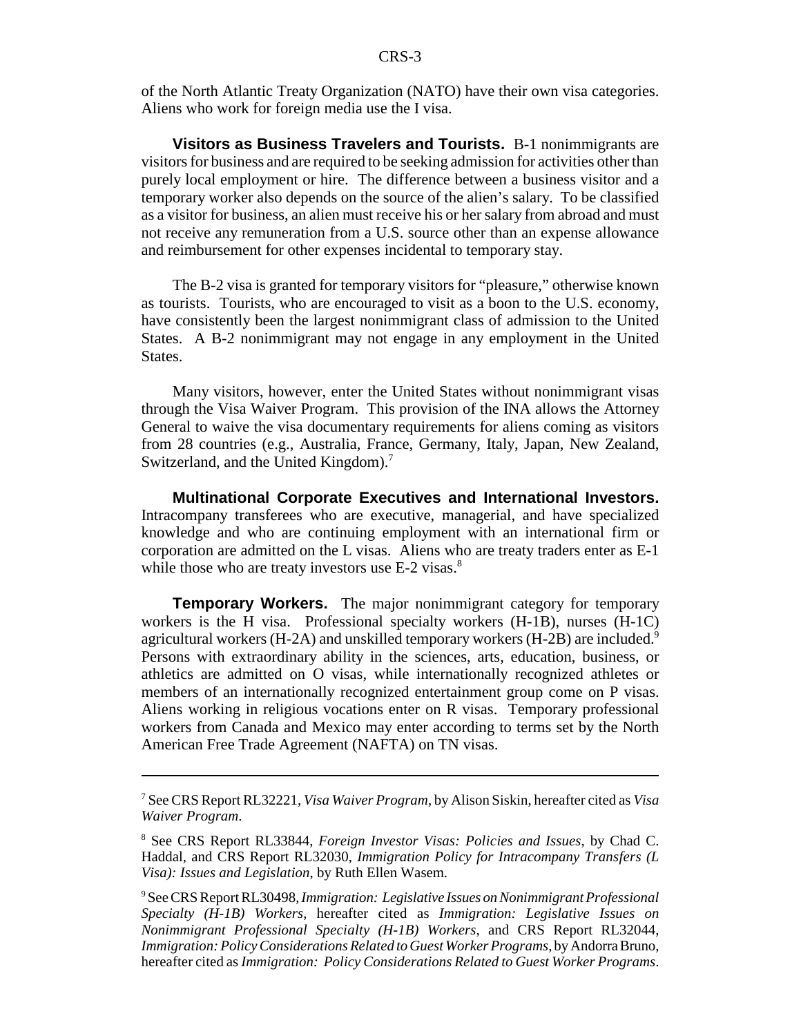of the North Atlantic Treaty Organization (NATO) have their own visa categories. Aliens who work for foreign media use the I visa.

**Visitors as Business Travelers and Tourists.** B-1 nonimmigrants are visitors for business and are required to be seeking admission for activities other than purely local employment or hire. The difference between a business visitor and a temporary worker also depends on the source of the alien's salary. To be classified as a visitor for business, an alien must receive his or her salary from abroad and must not receive any remuneration from a U.S. source other than an expense allowance and reimbursement for other expenses incidental to temporary stay.

The B-2 visa is granted for temporary visitors for "pleasure," otherwise known as tourists. Tourists, who are encouraged to visit as a boon to the U.S. economy, have consistently been the largest nonimmigrant class of admission to the United States. A B-2 nonimmigrant may not engage in any employment in the United States.

Many visitors, however, enter the United States without nonimmigrant visas through the Visa Waiver Program. This provision of the INA allows the Attorney General to waive the visa documentary requirements for aliens coming as visitors from 28 countries (e.g., Australia, France, Germany, Italy, Japan, New Zealand, Switzerland, and the United Kingdom).[7]

**Multinational Corporate Executives and International Investors.** Intracompany transferees who are executive, managerial, and have specialized knowledge and who are continuing employment with an international firm or corporation are admitted on the L visas. Aliens who are treaty traders enter as E-1 while those who are treaty investors use E-2 visas.[8]

**Temporary Workers.** The major nonimmigrant category for temporary workers is the H visa. Professional specialty workers (H-1B), nurses (H-1C) agricultural workers (H-2A) and unskilled temporary workers (H-2B) are included.[9] Persons with extraordinary ability in the sciences, arts, education, business, or athletics are admitted on O visas, while internationally recognized athletes or members of an internationally recognized entertainment group come on P visas. Aliens working in religious vocations enter on R visas. Temporary professional workers from Canada and Mexico may enter according to terms set by the North American Free Trade Agreement (NAFTA) on TN visas.

---

[7] See CRS Report RL32221, *Visa Waiver Program*, by Alison Siskin, hereafter cited as *Visa Waiver Program*.

[8] See CRS Report RL33844, *Foreign Investor Visas: Policies and Issues*, by Chad C. Haddal, and CRS Report RL32030, *Immigration Policy for Intracompany Transfers (L Visa): Issues and Legislation*, by Ruth Ellen Wasem.

[9] See CRS Report RL30498, *Immigration: Legislative Issues on Nonimmigrant Professional Specialty (H-1B) Workers*, hereafter cited as *Immigration: Legislative Issues on Nonimmigrant Professional Specialty (H-1B) Workers*, and CRS Report RL32044, *Immigration: Policy Considerations Related to Guest Worker Programs*, by Andorra Bruno, hereafter cited as *Immigration: Policy Considerations Related to Guest Worker Programs*.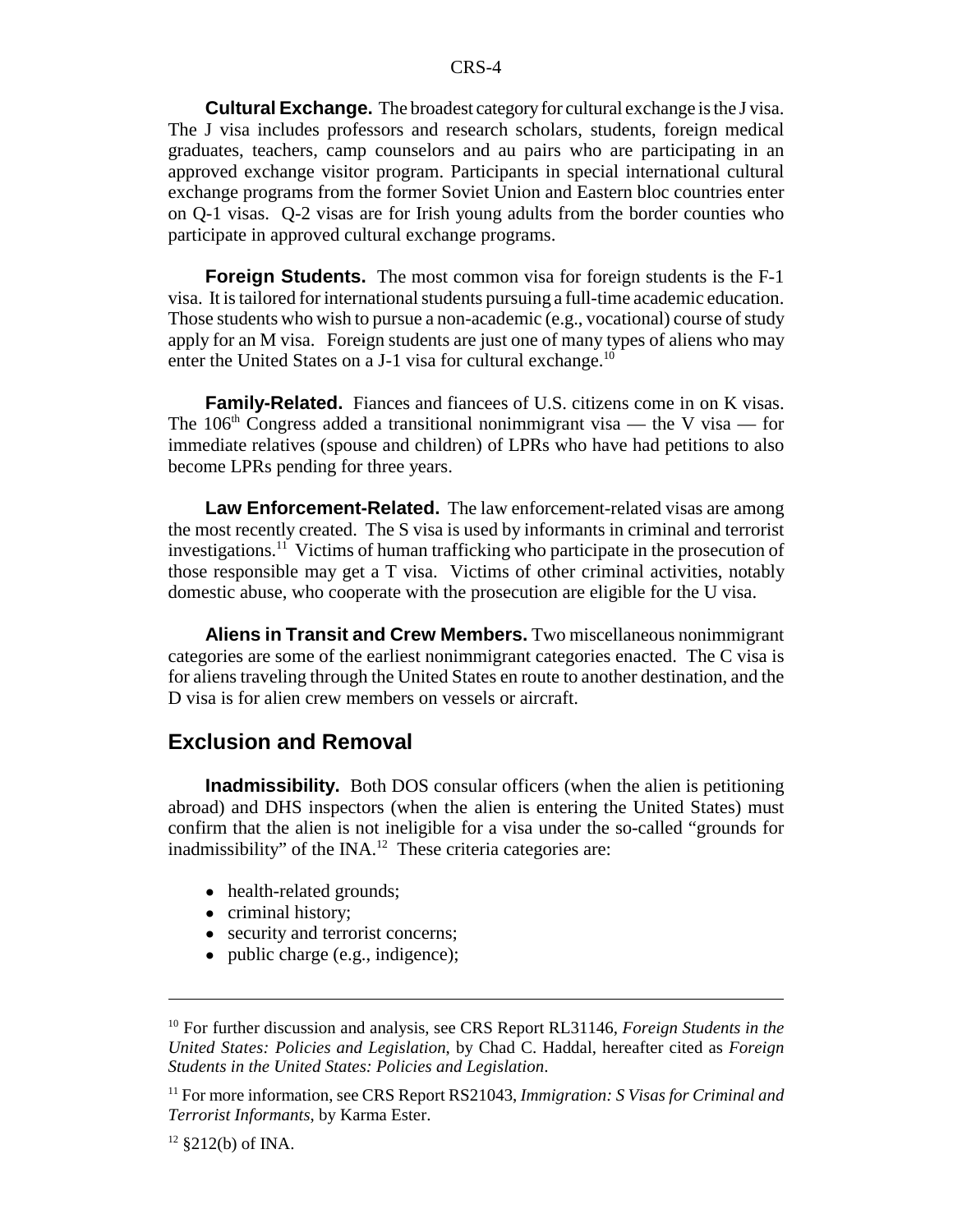**Cultural Exchange.** The broadest category for cultural exchange is the J visa. The J visa includes professors and research scholars, students, foreign medical graduates, teachers, camp counselors and au pairs who are participating in an approved exchange visitor program. Participants in special international cultural exchange programs from the former Soviet Union and Eastern bloc countries enter on Q-1 visas. Q-2 visas are for Irish young adults from the border counties who participate in approved cultural exchange programs.

**Foreign Students.** The most common visa for foreign students is the F-1 visa. It is tailored for international students pursuing a full-time academic education. Those students who wish to pursue a non-academic (e.g., vocational) course of study apply for an M visa. Foreign students are just one of many types of aliens who may enter the United States on a J-1 visa for cultural exchange.[10]

**Family-Related.** Fiances and fiancees of U.S. citizens come in on K visas. The 106th Congress added a transitional nonimmigrant visa — the V visa — for immediate relatives (spouse and children) of LPRs who have had petitions to also become LPRs pending for three years.

**Law Enforcement-Related.** The law enforcement-related visas are among the most recently created. The S visa is used by informants in criminal and terrorist investigations.[11] Victims of human trafficking who participate in the prosecution of those responsible may get a T visa. Victims of other criminal activities, notably domestic abuse, who cooperate with the prosecution are eligible for the U visa.

**Aliens in Transit and Crew Members.** Two miscellaneous nonimmigrant categories are some of the earliest nonimmigrant categories enacted. The C visa is for aliens traveling through the United States en route to another destination, and the D visa is for alien crew members on vessels or aircraft.

## Exclusion and Removal

**Inadmissibility.** Both DOS consular officers (when the alien is petitioning abroad) and DHS inspectors (when the alien is entering the United States) must confirm that the alien is not ineligible for a visa under the so-called "grounds for inadmissibility" of the INA.[12] These criteria categories are:

- health-related grounds;
- criminal history;
- security and terrorist concerns;
- public charge (e.g., indigence);

---

[10] For further discussion and analysis, see CRS Report RL31146, *Foreign Students in the United States: Policies and Legislation*, by Chad C. Haddal, hereafter cited as *Foreign Students in the United States: Policies and Legislation*.

[11] For more information, see CRS Report RS21043, *Immigration: S Visas for Criminal and Terrorist Informants*, by Karma Ester.

[12] §212(b) of INA.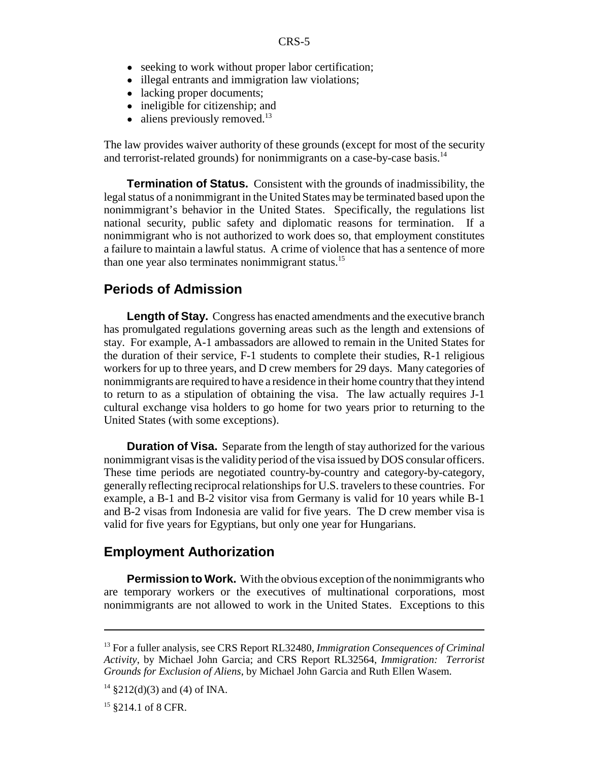- seeking to work without proper labor certification;
- illegal entrants and immigration law violations;
- lacking proper documents;
- ineligible for citizenship; and
- aliens previously removed.[13]

The law provides waiver authority of these grounds (except for most of the security and terrorist-related grounds) for nonimmigrants on a case-by-case basis.[14]

**Termination of Status.** Consistent with the grounds of inadmissibility, the legal status of a nonimmigrant in the United States may be terminated based upon the nonimmigrant's behavior in the United States. Specifically, the regulations list national security, public safety and diplomatic reasons for termination. If a nonimmigrant who is not authorized to work does so, that employment constitutes a failure to maintain a lawful status. A crime of violence that has a sentence of more than one year also terminates nonimmigrant status.[15]

## Periods of Admission

**Length of Stay.** Congress has enacted amendments and the executive branch has promulgated regulations governing areas such as the length and extensions of stay. For example, A-1 ambassadors are allowed to remain in the United States for the duration of their service, F-1 students to complete their studies, R-1 religious workers for up to three years, and D crew members for 29 days. Many categories of nonimmigrants are required to have a residence in their home country that they intend to return to as a stipulation of obtaining the visa. The law actually requires J-1 cultural exchange visa holders to go home for two years prior to returning to the United States (with some exceptions).

**Duration of Visa.** Separate from the length of stay authorized for the various nonimmigrant visas is the validity period of the visa issued by DOS consular officers. These time periods are negotiated country-by-country and category-by-category, generally reflecting reciprocal relationships for U.S. travelers to these countries. For example, a B-1 and B-2 visitor visa from Germany is valid for 10 years while B-1 and B-2 visas from Indonesia are valid for five years. The D crew member visa is valid for five years for Egyptians, but only one year for Hungarians.

## Employment Authorization

**Permission to Work.** With the obvious exception of the nonimmigrants who are temporary workers or the executives of multinational corporations, most nonimmigrants are not allowed to work in the United States. Exceptions to this

---

[13] For a fuller analysis, see CRS Report RL32480, *Immigration Consequences of Criminal Activity*, by Michael John Garcia; and CRS Report RL32564, *Immigration: Terrorist Grounds for Exclusion of Aliens*, by Michael John Garcia and Ruth Ellen Wasem.

[14] §212(d)(3) and (4) of INA.

[15] §214.1 of 8 CFR.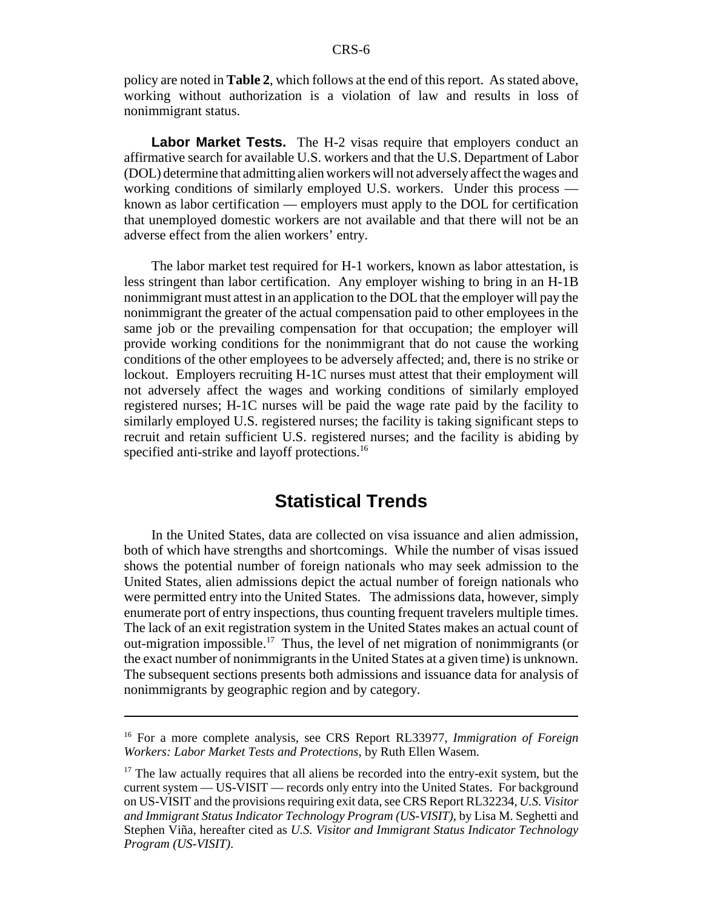policy are noted in **Table 2**, which follows at the end of this report. As stated above, working without authorization is a violation of law and results in loss of nonimmigrant status.

**Labor Market Tests.** The H-2 visas require that employers conduct an affirmative search for available U.S. workers and that the U.S. Department of Labor (DOL) determine that admitting alien workers will not adversely affect the wages and working conditions of similarly employed U.S. workers. Under this process — known as labor certification — employers must apply to the DOL for certification that unemployed domestic workers are not available and that there will not be an adverse effect from the alien workers' entry.

The labor market test required for H-1 workers, known as labor attestation, is less stringent than labor certification. Any employer wishing to bring in an H-1B nonimmigrant must attest in an application to the DOL that the employer will pay the nonimmigrant the greater of the actual compensation paid to other employees in the same job or the prevailing compensation for that occupation; the employer will provide working conditions for the nonimmigrant that do not cause the working conditions of the other employees to be adversely affected; and, there is no strike or lockout. Employers recruiting H-1C nurses must attest that their employment will not adversely affect the wages and working conditions of similarly employed registered nurses; H-1C nurses will be paid the wage rate paid by the facility to similarly employed U.S. registered nurses; the facility is taking significant steps to recruit and retain sufficient U.S. registered nurses; and the facility is abiding by specified anti-strike and layoff protections.[16]

## Statistical Trends

In the United States, data are collected on visa issuance and alien admission, both of which have strengths and shortcomings. While the number of visas issued shows the potential number of foreign nationals who may seek admission to the United States, alien admissions depict the actual number of foreign nationals who were permitted entry into the United States. The admissions data, however, simply enumerate port of entry inspections, thus counting frequent travelers multiple times. The lack of an exit registration system in the United States makes an actual count of out-migration impossible.[17] Thus, the level of net migration of nonimmigrants (or the exact number of nonimmigrants in the United States at a given time) is unknown. The subsequent sections presents both admissions and issuance data for analysis of nonimmigrants by geographic region and by category.

---

[16] For a more complete analysis, see CRS Report RL33977, *Immigration of Foreign Workers: Labor Market Tests and Protections*, by Ruth Ellen Wasem.

[17] The law actually requires that all aliens be recorded into the entry-exit system, but the current system — US-VISIT — records only entry into the United States. For background on US-VISIT and the provisions requiring exit data, see CRS Report RL32234, *U.S. Visitor and Immigrant Status Indicator Technology Program (US-VISIT)*, by Lisa M. Seghetti and Stephen Viña, hereafter cited as *U.S. Visitor and Immigrant Status Indicator Technology Program (US-VISIT)*.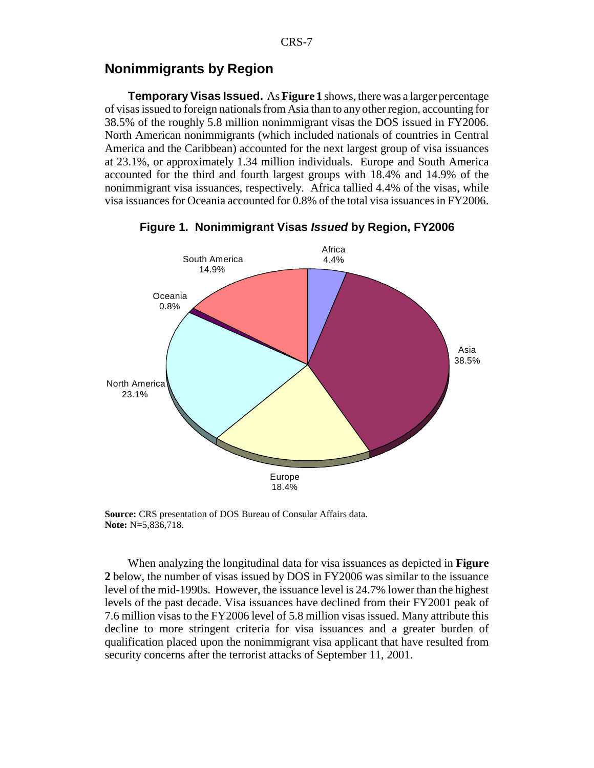## Nonimmigrants by Region

**Temporary Visas Issued.** As **Figure 1** shows, there was a larger percentage of visas issued to foreign nationals from Asia than to any other region, accounting for 38.5% of the roughly 5.8 million nonimmigrant visas the DOS issued in FY2006. North American nonimmigrants (which included nationals of countries in Central America and the Caribbean) accounted for the next largest group of visa issuances at 23.1%, or approximately 1.34 million individuals. Europe and South America accounted for the third and fourth largest groups with 18.4% and 14.9% of the nonimmigrant visa issuances, respectively. Africa tallied 4.4% of the visas, while visa issuances for Oceania accounted for 0.8% of the total visa issuances in FY2006.

**Figure 1. Nonimmigrant Visas *Issued* by Region, FY2006**

Africa 4.4%
Asia 38.5%
Europe 18.4%
North America 23.1%
Oceania 0.8%
South America 14.9%

**Source:** CRS presentation of DOS Bureau of Consular Affairs data.
**Note:** N=5,836,718.

When analyzing the longitudinal data for visa issuances as depicted in **Figure 2** below, the number of visas issued by DOS in FY2006 was similar to the issuance level of the mid-1990s. However, the issuance level is 24.7% lower than the highest levels of the past decade. Visa issuances have declined from their FY2001 peak of 7.6 million visas to the FY2006 level of 5.8 million visas issued. Many attribute this decline to more stringent criteria for visa issuances and a greater burden of qualification placed upon the nonimmigrant visa applicant that have resulted from security concerns after the terrorist attacks of September 11, 2001.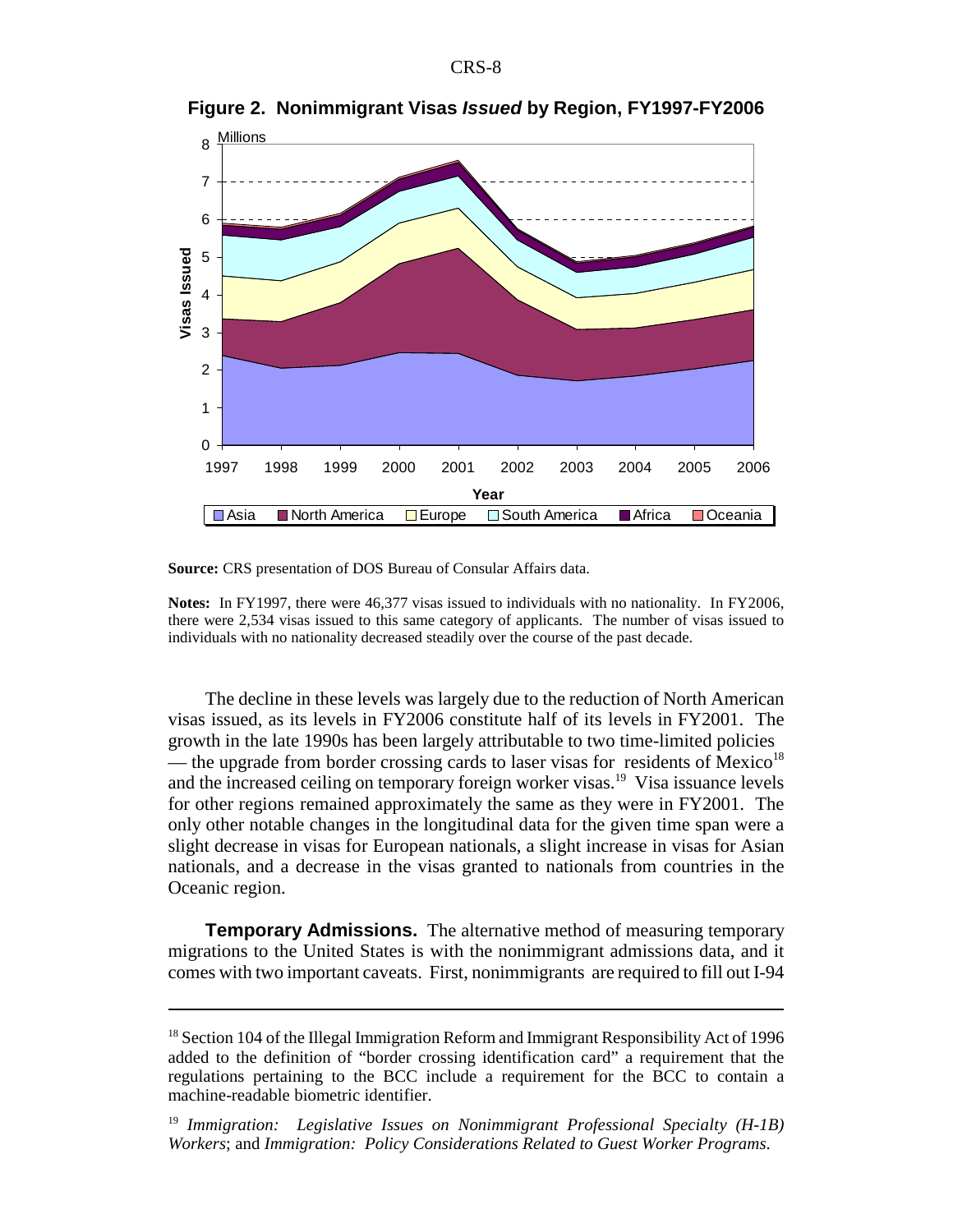**Figure 2. Nonimmigrant Visas *Issued* by Region, FY1997-FY2006**

**Source:** CRS presentation of DOS Bureau of Consular Affairs data.

**Notes:** In FY1997, there were 46,377 visas issued to individuals with no nationality. In FY2006, there were 2,534 visas issued to this same category of applicants. The number of visas issued to individuals with no nationality decreased steadily over the course of the past decade.

The decline in these levels was largely due to the reduction of North American visas issued, as its levels in FY2006 constitute half of its levels in FY2001. The growth in the late 1990s has been largely attributable to two time-limited policies — the upgrade from border crossing cards to laser visas for residents of Mexico[18] and the increased ceiling on temporary foreign worker visas.[19] Visa issuance levels for other regions remained approximately the same as they were in FY2001. The only other notable changes in the longitudinal data for the given time span were a slight decrease in visas for European nationals, a slight increase in visas for Asian nationals, and a decrease in the visas granted to nationals from countries in the Oceanic region.

**Temporary Admissions.** The alternative method of measuring temporary migrations to the United States is with the nonimmigrant admissions data, and it comes with two important caveats. First, nonimmigrants are required to fill out I-94

---

[18] Section 104 of the Illegal Immigration Reform and Immigrant Responsibility Act of 1996 added to the definition of "border crossing identification card" a requirement that the regulations pertaining to the BCC include a requirement for the BCC to contain a machine-readable biometric identifier.

[19] *Immigration: Legislative Issues on Nonimmigrant Professional Specialty (H-1B) Workers*; and *Immigration: Policy Considerations Related to Guest Worker Programs*.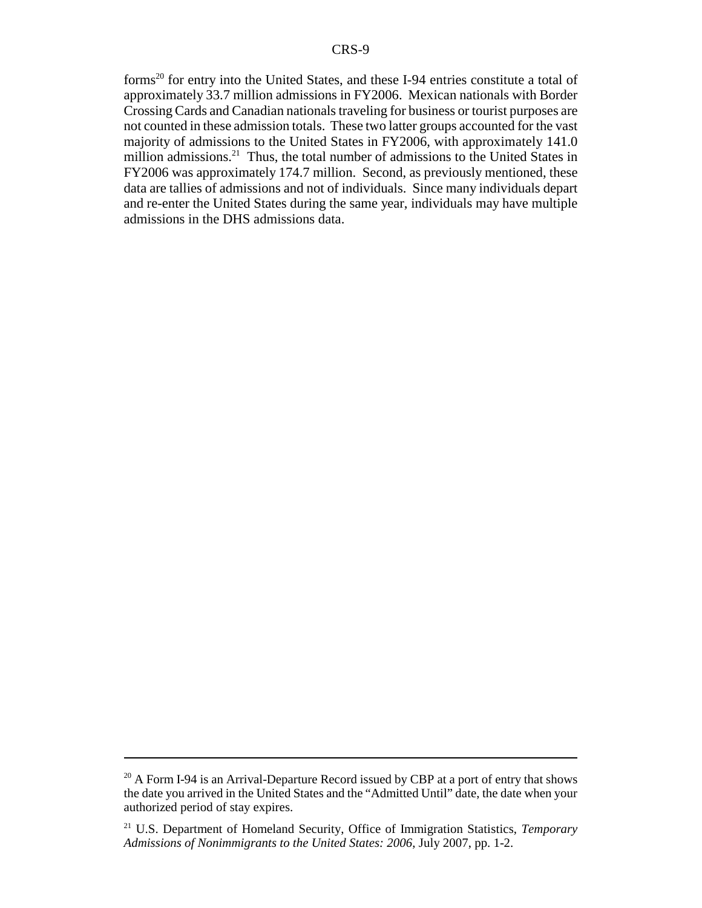forms[20] for entry into the United States, and these I-94 entries constitute a total of approximately 33.7 million admissions in FY2006. Mexican nationals with Border Crossing Cards and Canadian nationals traveling for business or tourist purposes are not counted in these admission totals. These two latter groups accounted for the vast majority of admissions to the United States in FY2006, with approximately 141.0 million admissions.[21] Thus, the total number of admissions to the United States in FY2006 was approximately 174.7 million. Second, as previously mentioned, these data are tallies of admissions and not of individuals. Since many individuals depart and re-enter the United States during the same year, individuals may have multiple admissions in the DHS admissions data.

---

[20] A Form I-94 is an Arrival-Departure Record issued by CBP at a port of entry that shows the date you arrived in the United States and the "Admitted Until" date, the date when your authorized period of stay expires.

[21] U.S. Department of Homeland Security, Office of Immigration Statistics, *Temporary Admissions of Nonimmigrants to the United States: 2006*, July 2007, pp. 1-2.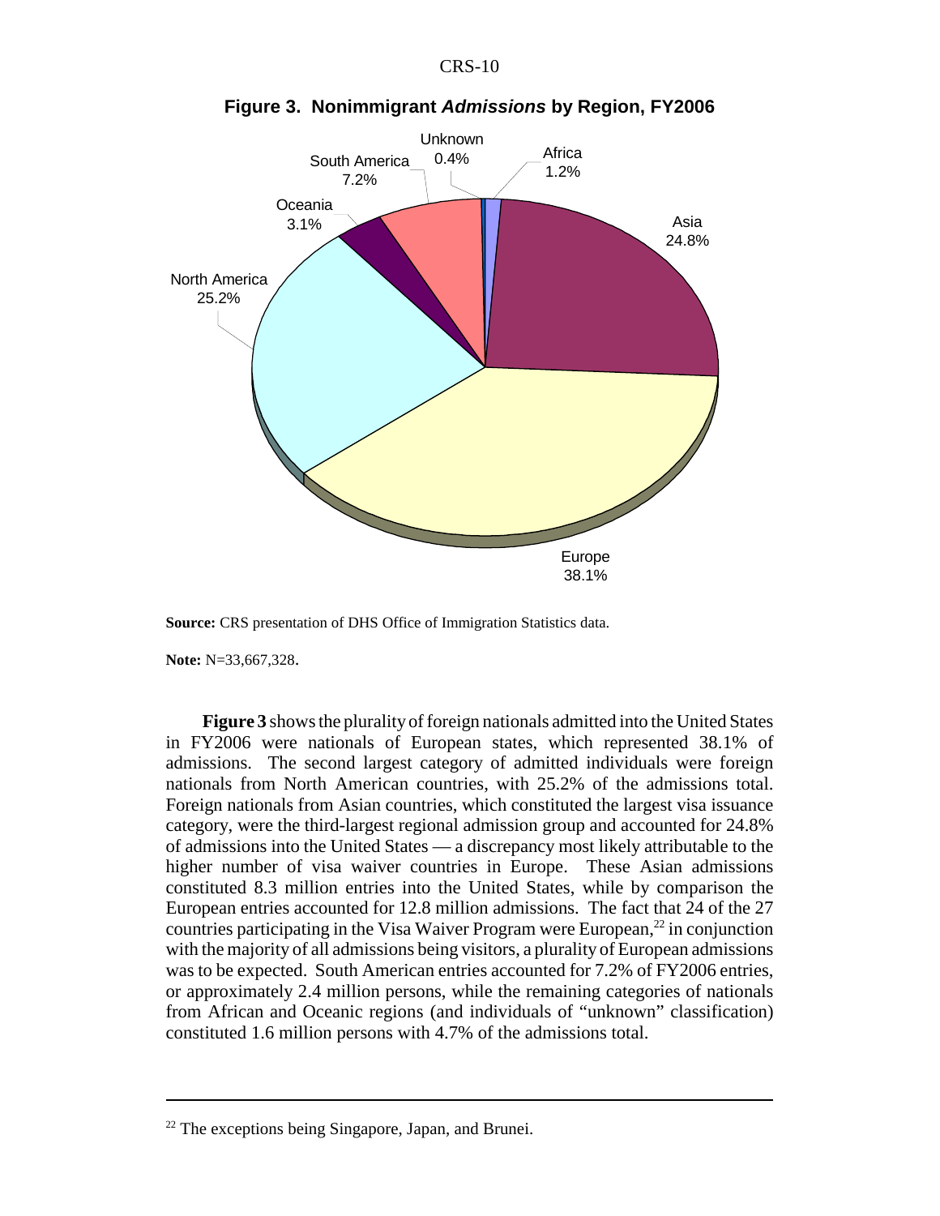**Figure 3. Nonimmigrant *Admissions* by Region, FY2006**

| Region | Share |
| --- | --- |
| Europe | 38.1% |
| North America | 25.2% |
| Asia | 24.8% |
| South America | 7.2% |
| Oceania | 3.1% |
| Africa | 1.2% |
| Unknown | 0.4% |

**Source:** CRS presentation of DHS Office of Immigration Statistics data.

**Note:** N=33,667,328.

**Figure 3** shows the plurality of foreign nationals admitted into the United States in FY2006 were nationals of European states, which represented 38.1% of admissions. The second largest category of admitted individuals were foreign nationals from North American countries, with 25.2% of the admissions total. Foreign nationals from Asian countries, which constituted the largest visa issuance category, were the third-largest regional admission group and accounted for 24.8% of admissions into the United States — a discrepancy most likely attributable to the higher number of visa waiver countries in Europe. These Asian admissions constituted 8.3 million entries into the United States, while by comparison the European entries accounted for 12.8 million admissions. The fact that 24 of the 27 countries participating in the Visa Waiver Program were European,[22] in conjunction with the majority of all admissions being visitors, a plurality of European admissions was to be expected. South American entries accounted for 7.2% of FY2006 entries, or approximately 2.4 million persons, while the remaining categories of nationals from African and Oceanic regions (and individuals of "unknown" classification) constituted 1.6 million persons with 4.7% of the admissions total.

[22] The exceptions being Singapore, Japan, and Brunei.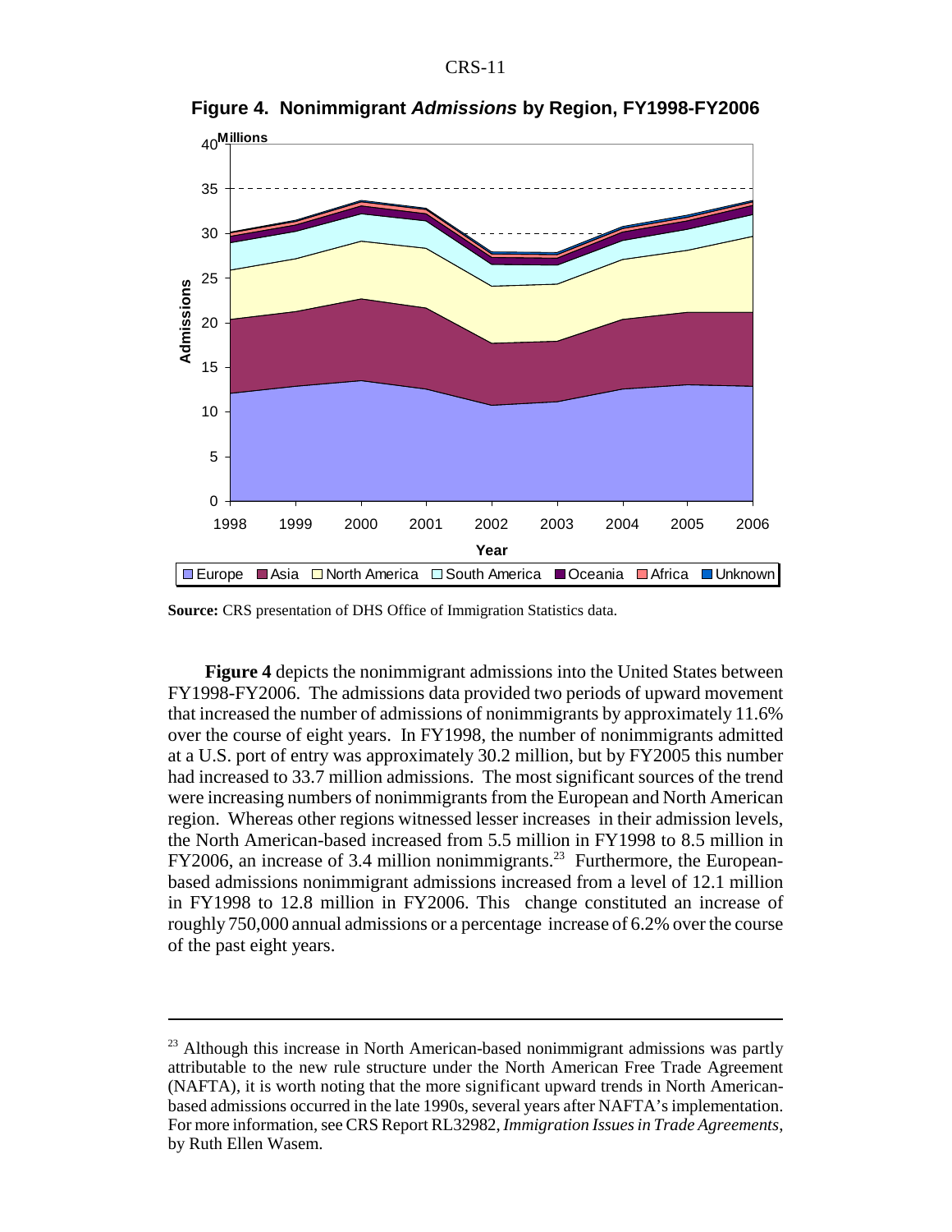**Figure 4. Nonimmigrant *Admissions* by Region, FY1998-FY2006**

**Source:** CRS presentation of DHS Office of Immigration Statistics data.

**Figure 4** depicts the nonimmigrant admissions into the United States between FY1998-FY2006. The admissions data provided two periods of upward movement that increased the number of admissions of nonimmigrants by approximately 11.6% over the course of eight years. In FY1998, the number of nonimmigrants admitted at a U.S. port of entry was approximately 30.2 million, but by FY2005 this number had increased to 33.7 million admissions. The most significant sources of the trend were increasing numbers of nonimmigrants from the European and North American region. Whereas other regions witnessed lesser increases in their admission levels, the North American-based increased from 5.5 million in FY1998 to 8.5 million in FY2006, an increase of 3.4 million nonimmigrants.[23] Furthermore, the European-based admissions nonimmigrant admissions increased from a level of 12.1 million in FY1998 to 12.8 million in FY2006. This change constituted an increase of roughly 750,000 annual admissions or a percentage increase of 6.2% over the course of the past eight years.

---

[23] Although this increase in North American-based nonimmigrant admissions was partly attributable to the new rule structure under the North American Free Trade Agreement (NAFTA), it is worth noting that the more significant upward trends in North American-based admissions occurred in the late 1990s, several years after NAFTA's implementation. For more information, see CRS Report RL32982, *Immigration Issues in Trade Agreements*, by Ruth Ellen Wasem.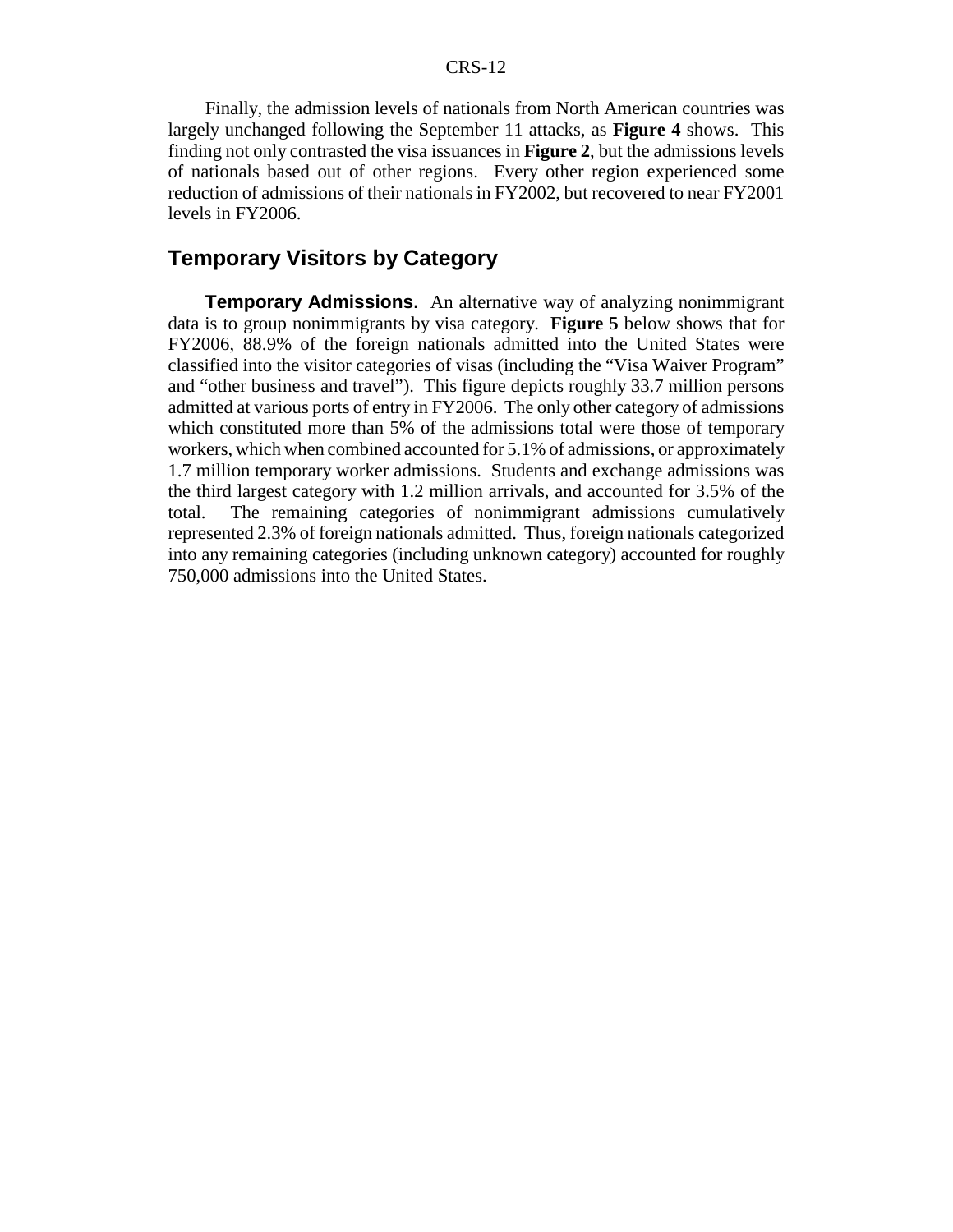Finally, the admission levels of nationals from North American countries was largely unchanged following the September 11 attacks, as **Figure 4** shows. This finding not only contrasted the visa issuances in **Figure 2**, but the admissions levels of nationals based out of other regions. Every other region experienced some reduction of admissions of their nationals in FY2002, but recovered to near FY2001 levels in FY2006.

## Temporary Visitors by Category

**Temporary Admissions.** An alternative way of analyzing nonimmigrant data is to group nonimmigrants by visa category. **Figure 5** below shows that for FY2006, 88.9% of the foreign nationals admitted into the United States were classified into the visitor categories of visas (including the "Visa Waiver Program" and "other business and travel"). This figure depicts roughly 33.7 million persons admitted at various ports of entry in FY2006. The only other category of admissions which constituted more than 5% of the admissions total were those of temporary workers, which when combined accounted for 5.1% of admissions, or approximately 1.7 million temporary worker admissions. Students and exchange admissions was the third largest category with 1.2 million arrivals, and accounted for 3.5% of the total. The remaining categories of nonimmigrant admissions cumulatively represented 2.3% of foreign nationals admitted. Thus, foreign nationals categorized into any remaining categories (including unknown category) accounted for roughly 750,000 admissions into the United States.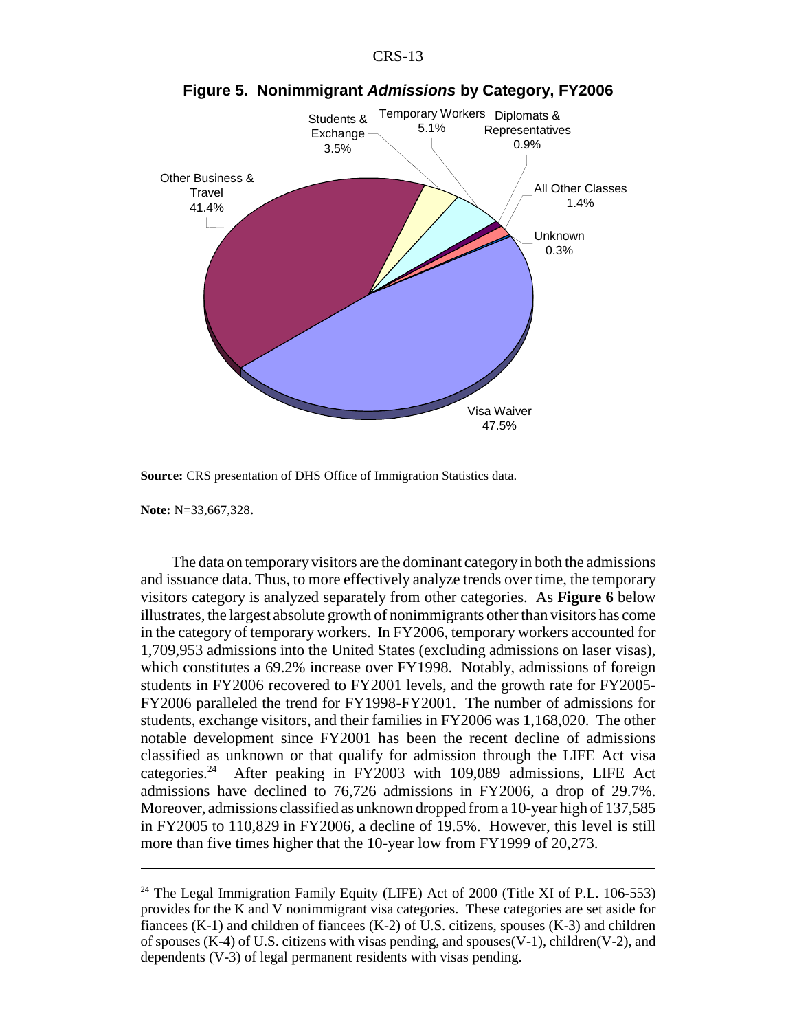**Figure 5. Nonimmigrant *Admissions* by Category, FY2006**

Students & Exchange 3.5%
Temporary Workers 5.1%
Diplomats & Representatives 0.9%
All Other Classes 1.4%
Unknown 0.3%
Visa Waiver 47.5%
Other Business & Travel 41.4%

**Source:** CRS presentation of DHS Office of Immigration Statistics data.

**Note:** N=33,667,328.

The data on temporary visitors are the dominant category in both the admissions and issuance data. Thus, to more effectively analyze trends over time, the temporary visitors category is analyzed separately from other categories. As **Figure 6** below illustrates, the largest absolute growth of nonimmigrants other than visitors has come in the category of temporary workers. In FY2006, temporary workers accounted for 1,709,953 admissions into the United States (excluding admissions on laser visas), which constitutes a 69.2% increase over FY1998. Notably, admissions of foreign students in FY2006 recovered to FY2001 levels, and the growth rate for FY2005-FY2006 paralleled the trend for FY1998-FY2001. The number of admissions for students, exchange visitors, and their families in FY2006 was 1,168,020. The other notable development since FY2001 has been the recent decline of admissions classified as unknown or that qualify for admission through the LIFE Act visa categories.[24] After peaking in FY2003 with 109,089 admissions, LIFE Act admissions have declined to 76,726 admissions in FY2006, a drop of 29.7%. Moreover, admissions classified as unknown dropped from a 10-year high of 137,585 in FY2005 to 110,829 in FY2006, a decline of 19.5%. However, this level is still more than five times higher that the 10-year low from FY1999 of 20,273.

---

[24] The Legal Immigration Family Equity (LIFE) Act of 2000 (Title XI of P.L. 106-553) provides for the K and V nonimmigrant visa categories. These categories are set aside for fiancees (K-1) and children of fiancees (K-2) of U.S. citizens, spouses (K-3) and children of spouses (K-4) of U.S. citizens with visas pending, and spouses(V-1), children(V-2), and dependents (V-3) of legal permanent residents with visas pending.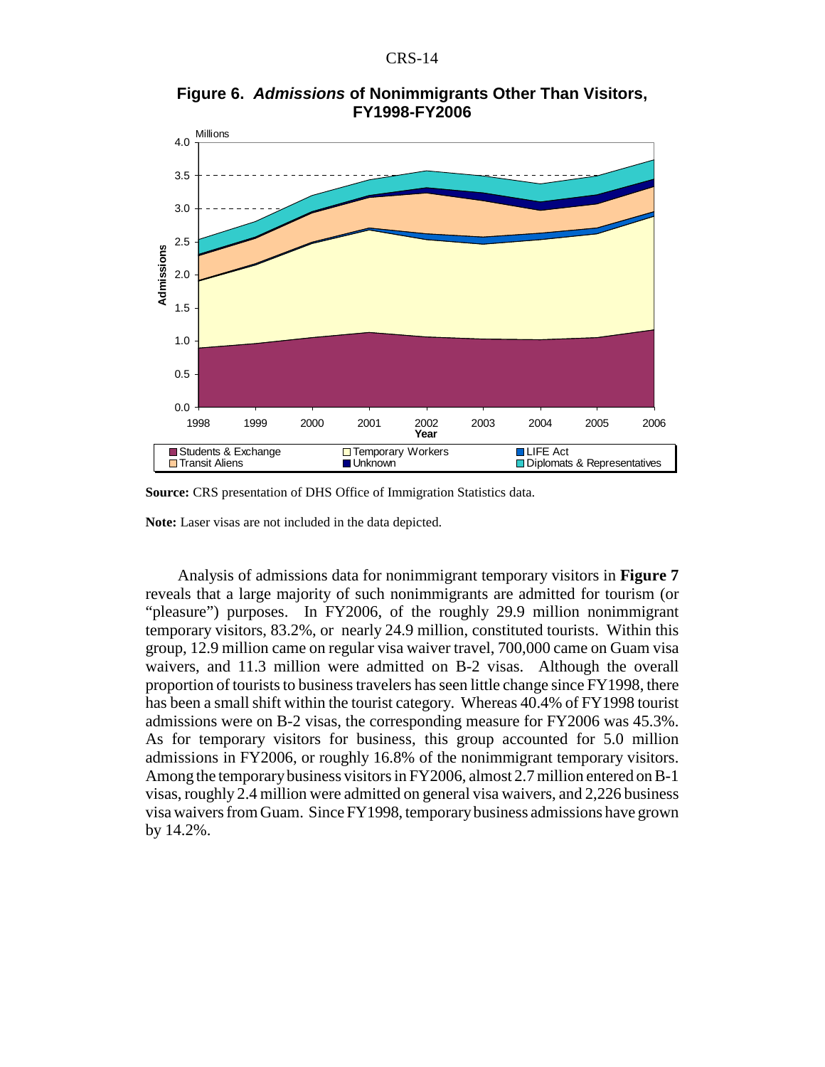**Figure 6. *Admissions* of Nonimmigrants Other Than Visitors, FY1998-FY2006**

**Source:** CRS presentation of DHS Office of Immigration Statistics data.

**Note:** Laser visas are not included in the data depicted.

Analysis of admissions data for nonimmigrant temporary visitors in **Figure 7** reveals that a large majority of such nonimmigrants are admitted for tourism (or "pleasure") purposes. In FY2006, of the roughly 29.9 million nonimmigrant temporary visitors, 83.2%, or nearly 24.9 million, constituted tourists. Within this group, 12.9 million came on regular visa waiver travel, 700,000 came on Guam visa waivers, and 11.3 million were admitted on B-2 visas. Although the overall proportion of tourists to business travelers has seen little change since FY1998, there has been a small shift within the tourist category. Whereas 40.4% of FY1998 tourist admissions were on B-2 visas, the corresponding measure for FY2006 was 45.3%. As for temporary visitors for business, this group accounted for 5.0 million admissions in FY2006, or roughly 16.8% of the nonimmigrant temporary visitors. Among the temporary business visitors in FY2006, almost 2.7 million entered on B-1 visas, roughly 2.4 million were admitted on general visa waivers, and 2,226 business visa waivers from Guam. Since FY1998, temporary business admissions have grown by 14.2%.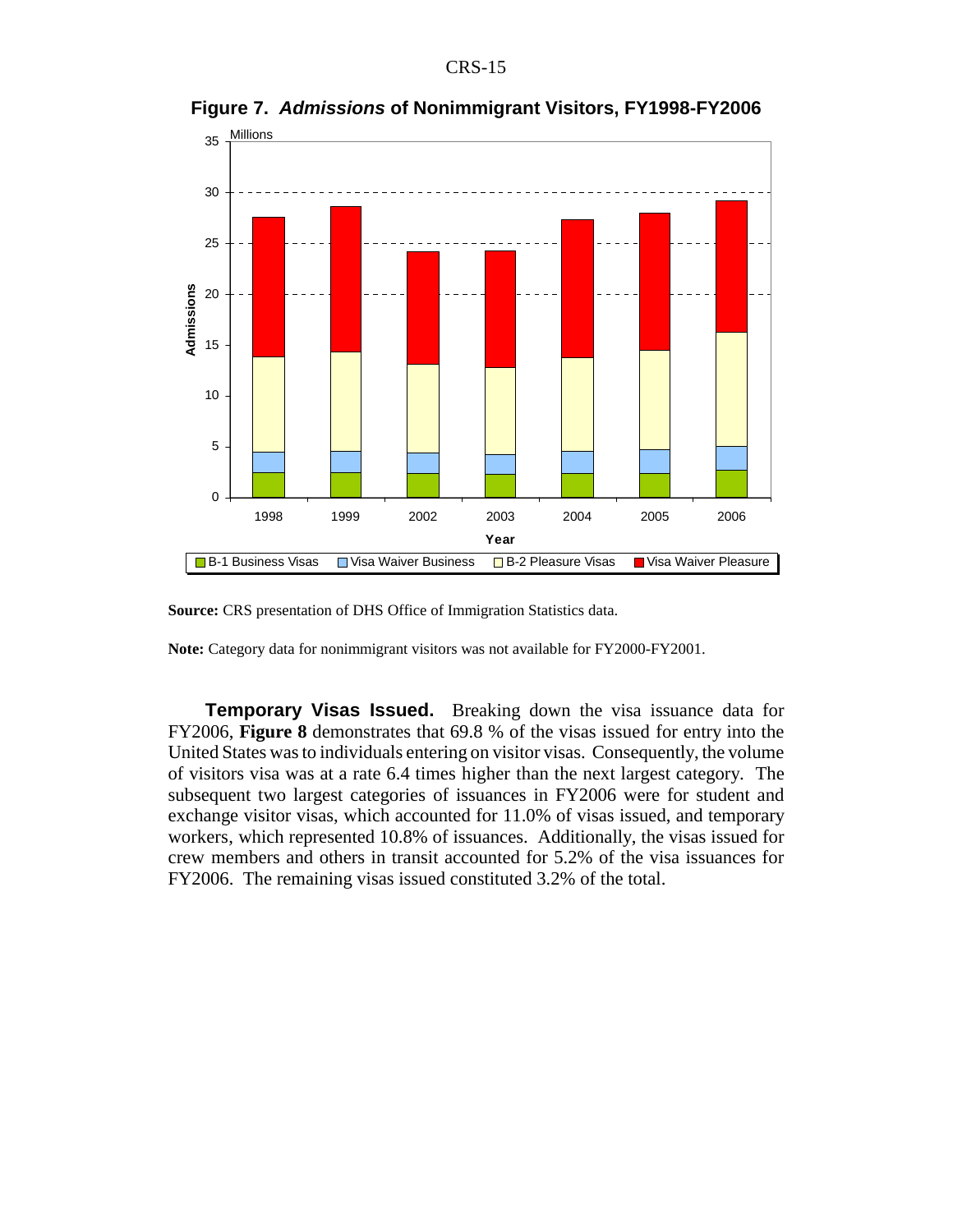**Figure 7. *Admissions* of Nonimmigrant Visitors, FY1998-FY2006**

**Source:** CRS presentation of DHS Office of Immigration Statistics data.

**Note:** Category data for nonimmigrant visitors was not available for FY2000-FY2001.

**Temporary Visas Issued.** Breaking down the visa issuance data for FY2006, **Figure 8** demonstrates that 69.8 % of the visas issued for entry into the United States was to individuals entering on visitor visas. Consequently, the volume of visitors visa was at a rate 6.4 times higher than the next largest category. The subsequent two largest categories of issuances in FY2006 were for student and exchange visitor visas, which accounted for 11.0% of visas issued, and temporary workers, which represented 10.8% of issuances. Additionally, the visas issued for crew members and others in transit accounted for 5.2% of the visa issuances for FY2006. The remaining visas issued constituted 3.2% of the total.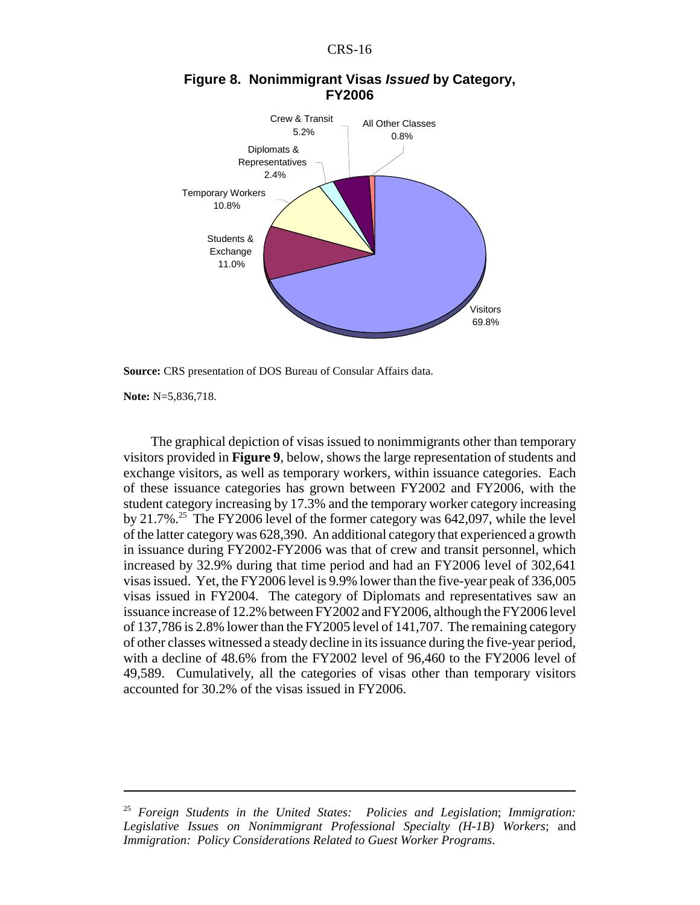**Figure 8. Nonimmigrant Visas *Issued* by Category, FY2006**

| Category | Percent |
|---|---|
| Visitors | 69.8% |
| Students & Exchange | 11.0% |
| Temporary Workers | 10.8% |
| Crew & Transit | 5.2% |
| Diplomats & Representatives | 2.4% |
| All Other Classes | 0.8% |

**Source:** CRS presentation of DOS Bureau of Consular Affairs data.

**Note:** N=5,836,718.

The graphical depiction of visas issued to nonimmigrants other than temporary visitors provided in **Figure 9**, below, shows the large representation of students and exchange visitors, as well as temporary workers, within issuance categories. Each of these issuance categories has grown between FY2002 and FY2006, with the student category increasing by 17.3% and the temporary worker category increasing by 21.7%.[25] The FY2006 level of the former category was 642,097, while the level of the latter category was 628,390. An additional category that experienced a growth in issuance during FY2002-FY2006 was that of crew and transit personnel, which increased by 32.9% during that time period and had an FY2006 level of 302,641 visas issued. Yet, the FY2006 level is 9.9% lower than the five-year peak of 336,005 visas issued in FY2004. The category of Diplomats and representatives saw an issuance increase of 12.2% between FY2002 and FY2006, although the FY2006 level of 137,786 is 2.8% lower than the FY2005 level of 141,707. The remaining category of other classes witnessed a steady decline in its issuance during the five-year period, with a decline of 48.6% from the FY2002 level of 96,460 to the FY2006 level of 49,589. Cumulatively, all the categories of visas other than temporary visitors accounted for 30.2% of the visas issued in FY2006.

---

[25] *Foreign Students in the United States: Policies and Legislation*; *Immigration: Legislative Issues on Nonimmigrant Professional Specialty (H-1B) Workers*; and *Immigration: Policy Considerations Related to Guest Worker Programs*.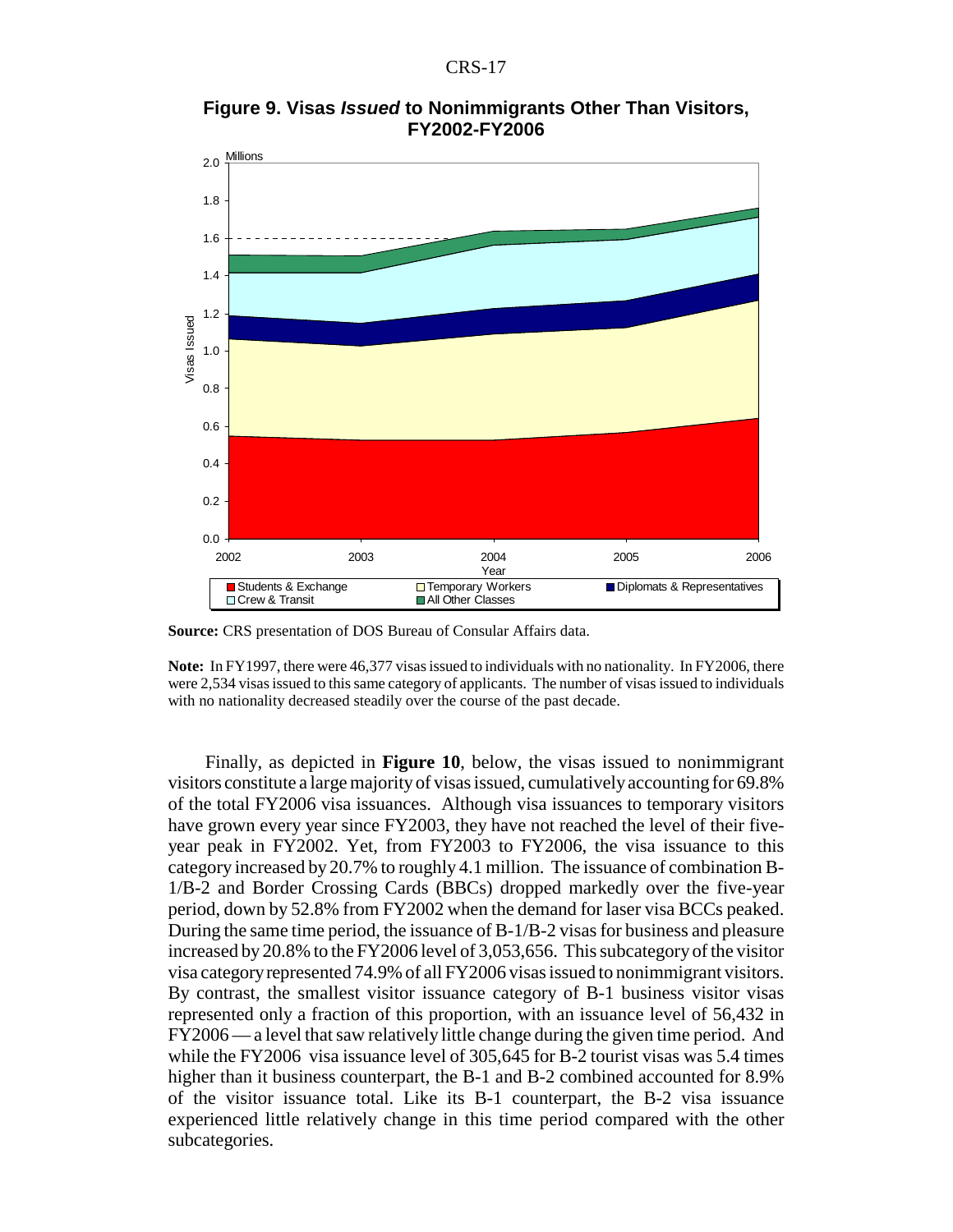**Figure 9. Visas *Issued* to Nonimmigrants Other Than Visitors, FY2002-FY2006**

**Source:** CRS presentation of DOS Bureau of Consular Affairs data.

**Note:** In FY1997, there were 46,377 visas issued to individuals with no nationality. In FY2006, there were 2,534 visas issued to this same category of applicants. The number of visas issued to individuals with no nationality decreased steadily over the course of the past decade.

Finally, as depicted in **Figure 10**, below, the visas issued to nonimmigrant visitors constitute a large majority of visas issued, cumulatively accounting for 69.8% of the total FY2006 visa issuances. Although visa issuances to temporary visitors have grown every year since FY2003, they have not reached the level of their five-year peak in FY2002. Yet, from FY2003 to FY2006, the visa issuance to this category increased by 20.7% to roughly 4.1 million. The issuance of combination B-1/B-2 and Border Crossing Cards (BBCs) dropped markedly over the five-year period, down by 52.8% from FY2002 when the demand for laser visa BCCs peaked. During the same time period, the issuance of B-1/B-2 visas for business and pleasure increased by 20.8% to the FY2006 level of 3,053,656. This subcategory of the visitor visa category represented 74.9% of all FY2006 visas issued to nonimmigrant visitors. By contrast, the smallest visitor issuance category of B-1 business visitor visas represented only a fraction of this proportion, with an issuance level of 56,432 in FY2006 — a level that saw relatively little change during the given time period. And while the FY2006 visa issuance level of 305,645 for B-2 tourist visas was 5.4 times higher than it business counterpart, the B-1 and B-2 combined accounted for 8.9% of the visitor issuance total. Like its B-1 counterpart, the B-2 visa issuance experienced little relatively change in this time period compared with the other subcategories.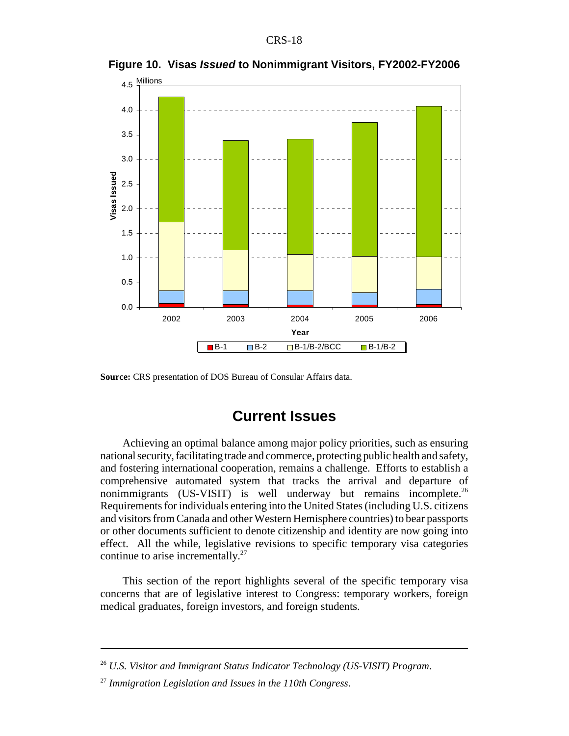**Figure 10. Visas *Issued* to Nonimmigrant Visitors, FY2002-FY2006**

**Source:** CRS presentation of DOS Bureau of Consular Affairs data.

## Current Issues

Achieving an optimal balance among major policy priorities, such as ensuring national security, facilitating trade and commerce, protecting public health and safety, and fostering international cooperation, remains a challenge. Efforts to establish a comprehensive automated system that tracks the arrival and departure of nonimmigrants (US-VISIT) is well underway but remains incomplete.[26] Requirements for individuals entering into the United States (including U.S. citizens and visitors from Canada and other Western Hemisphere countries) to bear passports or other documents sufficient to denote citizenship and identity are now going into effect. All the while, legislative revisions to specific temporary visa categories continue to arise incrementally.[27]

This section of the report highlights several of the specific temporary visa concerns that are of legislative interest to Congress: temporary workers, foreign medical graduates, foreign investors, and foreign students.

---

[26] *U.S. Visitor and Immigrant Status Indicator Technology (US-VISIT) Program.*

[27] *Immigration Legislation and Issues in the 110th Congress.*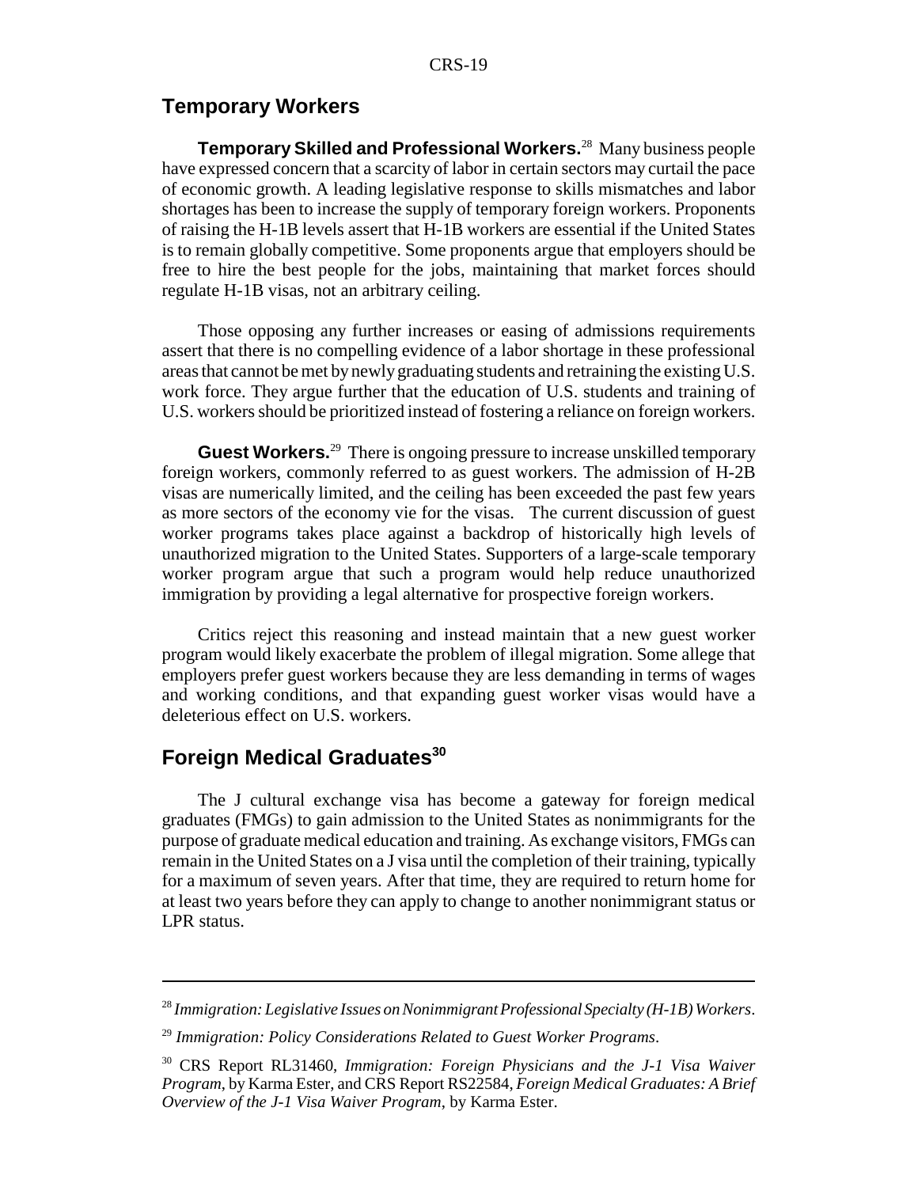## Temporary Workers

**Temporary Skilled and Professional Workers.**[28] Many business people have expressed concern that a scarcity of labor in certain sectors may curtail the pace of economic growth. A leading legislative response to skills mismatches and labor shortages has been to increase the supply of temporary foreign workers. Proponents of raising the H-1B levels assert that H-1B workers are essential if the United States is to remain globally competitive. Some proponents argue that employers should be free to hire the best people for the jobs, maintaining that market forces should regulate H-1B visas, not an arbitrary ceiling.

Those opposing any further increases or easing of admissions requirements assert that there is no compelling evidence of a labor shortage in these professional areas that cannot be met by newly graduating students and retraining the existing U.S. work force. They argue further that the education of U.S. students and training of U.S. workers should be prioritized instead of fostering a reliance on foreign workers.

**Guest Workers.**[29] There is ongoing pressure to increase unskilled temporary foreign workers, commonly referred to as guest workers. The admission of H-2B visas are numerically limited, and the ceiling has been exceeded the past few years as more sectors of the economy vie for the visas. The current discussion of guest worker programs takes place against a backdrop of historically high levels of unauthorized migration to the United States. Supporters of a large-scale temporary worker program argue that such a program would help reduce unauthorized immigration by providing a legal alternative for prospective foreign workers.

Critics reject this reasoning and instead maintain that a new guest worker program would likely exacerbate the problem of illegal migration. Some allege that employers prefer guest workers because they are less demanding in terms of wages and working conditions, and that expanding guest worker visas would have a deleterious effect on U.S. workers.

## Foreign Medical Graduates[30]

The J cultural exchange visa has become a gateway for foreign medical graduates (FMGs) to gain admission to the United States as nonimmigrants for the purpose of graduate medical education and training. As exchange visitors, FMGs can remain in the United States on a J visa until the completion of their training, typically for a maximum of seven years. After that time, they are required to return home for at least two years before they can apply to change to another nonimmigrant status or LPR status.

---

[28] *Immigration: Legislative Issues on Nonimmigrant Professional Specialty (H-1B) Workers*.

[29] *Immigration: Policy Considerations Related to Guest Worker Programs*.

[30] CRS Report RL31460, *Immigration: Foreign Physicians and the J-1 Visa Waiver Program*, by Karma Ester, and CRS Report RS22584, *Foreign Medical Graduates: A Brief Overview of the J-1 Visa Waiver Program*, by Karma Ester.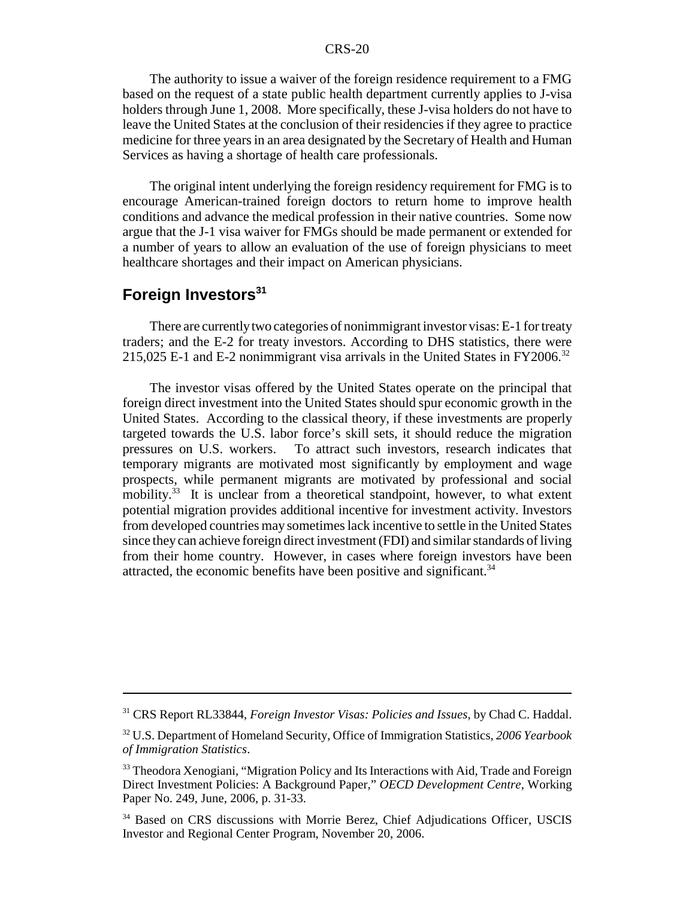The authority to issue a waiver of the foreign residence requirement to a FMG based on the request of a state public health department currently applies to J-visa holders through June 1, 2008. More specifically, these J-visa holders do not have to leave the United States at the conclusion of their residencies if they agree to practice medicine for three years in an area designated by the Secretary of Health and Human Services as having a shortage of health care professionals.

The original intent underlying the foreign residency requirement for FMG is to encourage American-trained foreign doctors to return home to improve health conditions and advance the medical profession in their native countries. Some now argue that the J-1 visa waiver for FMGs should be made permanent or extended for a number of years to allow an evaluation of the use of foreign physicians to meet healthcare shortages and their impact on American physicians.

## Foreign Investors[31]

There are currently two categories of nonimmigrant investor visas: E-1 for treaty traders; and the E-2 for treaty investors. According to DHS statistics, there were 215,025 E-1 and E-2 nonimmigrant visa arrivals in the United States in FY2006.[32]

The investor visas offered by the United States operate on the principal that foreign direct investment into the United States should spur economic growth in the United States. According to the classical theory, if these investments are properly targeted towards the U.S. labor force's skill sets, it should reduce the migration pressures on U.S. workers. To attract such investors, research indicates that temporary migrants are motivated most significantly by employment and wage prospects, while permanent migrants are motivated by professional and social mobility.[33] It is unclear from a theoretical standpoint, however, to what extent potential migration provides additional incentive for investment activity. Investors from developed countries may sometimes lack incentive to settle in the United States since they can achieve foreign direct investment (FDI) and similar standards of living from their home country. However, in cases where foreign investors have been attracted, the economic benefits have been positive and significant.[34]

---

[31] CRS Report RL33844, *Foreign Investor Visas: Policies and Issues*, by Chad C. Haddal.

[32] U.S. Department of Homeland Security, Office of Immigration Statistics, *2006 Yearbook of Immigration Statistics*.

[33] Theodora Xenogiani, "Migration Policy and Its Interactions with Aid, Trade and Foreign Direct Investment Policies: A Background Paper," *OECD Development Centre*, Working Paper No. 249, June, 2006, p. 31-33.

[34] Based on CRS discussions with Morrie Berez, Chief Adjudications Officer, USCIS Investor and Regional Center Program, November 20, 2006.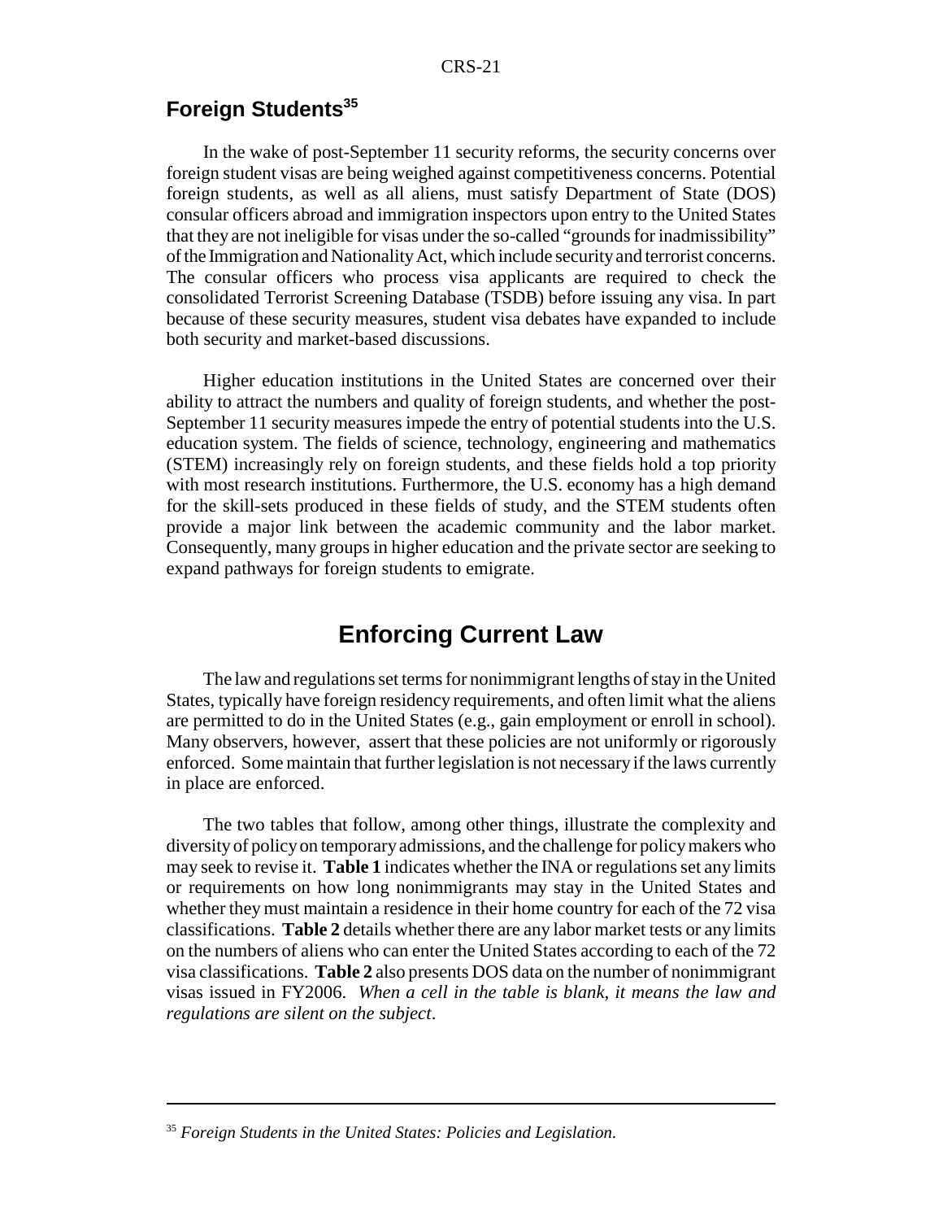## Foreign Students[35]

In the wake of post-September 11 security reforms, the security concerns over foreign student visas are being weighed against competitiveness concerns. Potential foreign students, as well as all aliens, must satisfy Department of State (DOS) consular officers abroad and immigration inspectors upon entry to the United States that they are not ineligible for visas under the so-called "grounds for inadmissibility" of the Immigration and Nationality Act, which include security and terrorist concerns. The consular officers who process visa applicants are required to check the consolidated Terrorist Screening Database (TSDB) before issuing any visa. In part because of these security measures, student visa debates have expanded to include both security and market-based discussions.

Higher education institutions in the United States are concerned over their ability to attract the numbers and quality of foreign students, and whether the post-September 11 security measures impede the entry of potential students into the U.S. education system. The fields of science, technology, engineering and mathematics (STEM) increasingly rely on foreign students, and these fields hold a top priority with most research institutions. Furthermore, the U.S. economy has a high demand for the skill-sets produced in these fields of study, and the STEM students often provide a major link between the academic community and the labor market. Consequently, many groups in higher education and the private sector are seeking to expand pathways for foreign students to emigrate.

# Enforcing Current Law

The law and regulations set terms for nonimmigrant lengths of stay in the United States, typically have foreign residency requirements, and often limit what the aliens are permitted to do in the United States (e.g., gain employment or enroll in school). Many observers, however, assert that these policies are not uniformly or rigorously enforced. Some maintain that further legislation is not necessary if the laws currently in place are enforced.

The two tables that follow, among other things, illustrate the complexity and diversity of policy on temporary admissions, and the challenge for policy makers who may seek to revise it. **Table 1** indicates whether the INA or regulations set any limits or requirements on how long nonimmigrants may stay in the United States and whether they must maintain a residence in their home country for each of the 72 visa classifications. **Table 2** details whether there are any labor market tests or any limits on the numbers of aliens who can enter the United States according to each of the 72 visa classifications. **Table 2** also presents DOS data on the number of nonimmigrant visas issued in FY2006. *When a cell in the table is blank, it means the law and regulations are silent on the subject*.

---

[35] *Foreign Students in the United States: Policies and Legislation.*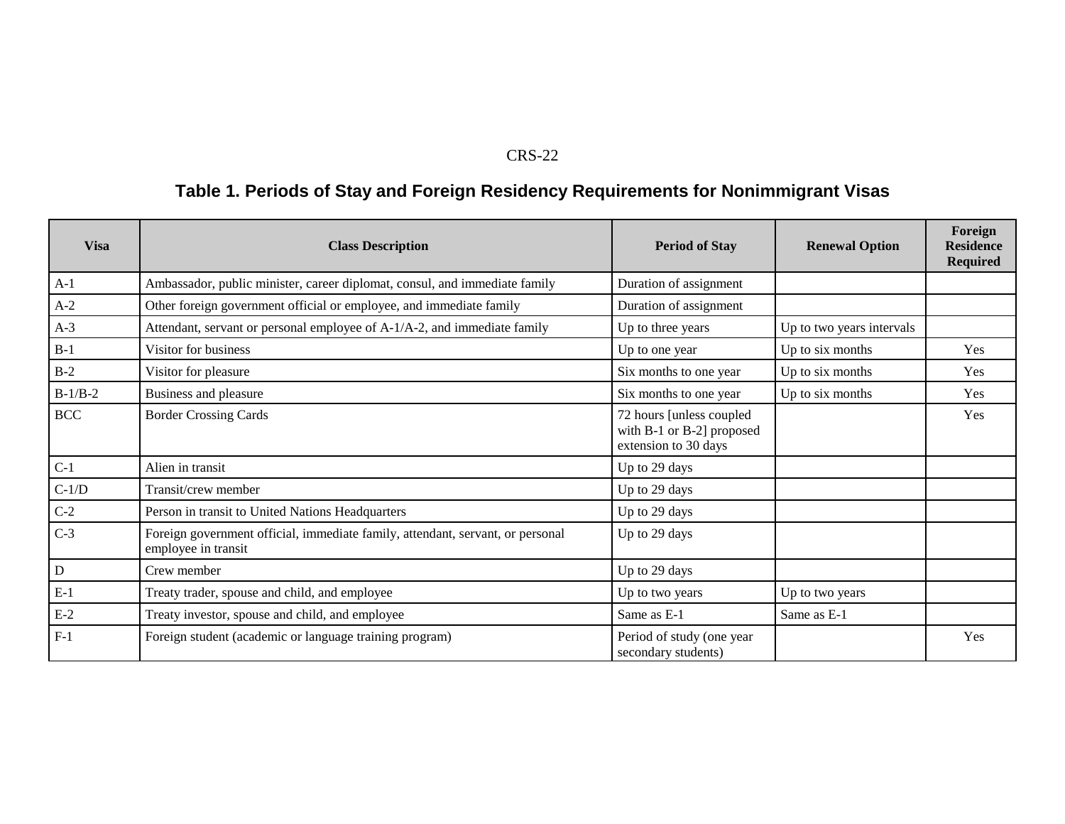## Table 1. Periods of Stay and Foreign Residency Requirements for Nonimmigrant Visas

| Visa | Class Description | Period of Stay | Renewal Option | Foreign Residence Required |
|---|---|---|---|---|
| A-1 | Ambassador, public minister, career diplomat, consul, and immediate family | Duration of assignment | | |
| A-2 | Other foreign government official or employee, and immediate family | Duration of assignment | | |
| A-3 | Attendant, servant or personal employee of A-1/A-2, and immediate family | Up to three years | Up to two years intervals | |
| B-1 | Visitor for business | Up to one year | Up to six months | Yes |
| B-2 | Visitor for pleasure | Six months to one year | Up to six months | Yes |
| B-1/B-2 | Business and pleasure | Six months to one year | Up to six months | Yes |
| BCC | Border Crossing Cards | 72 hours [unless coupled with B-1 or B-2] proposed extension to 30 days | | Yes |
| C-1 | Alien in transit | Up to 29 days | | |
| C-1/D | Transit/crew member | Up to 29 days | | |
| C-2 | Person in transit to United Nations Headquarters | Up to 29 days | | |
| C-3 | Foreign government official, immediate family, attendant, servant, or personal employee in transit | Up to 29 days | | |
| D | Crew member | Up to 29 days | | |
| E-1 | Treaty trader, spouse and child, and employee | Up to two years | Up to two years | |
| E-2 | Treaty investor, spouse and child, and employee | Same as E-1 | Same as E-1 | |
| F-1 | Foreign student (academic or language training program) | Period of study (one year secondary students) | | Yes |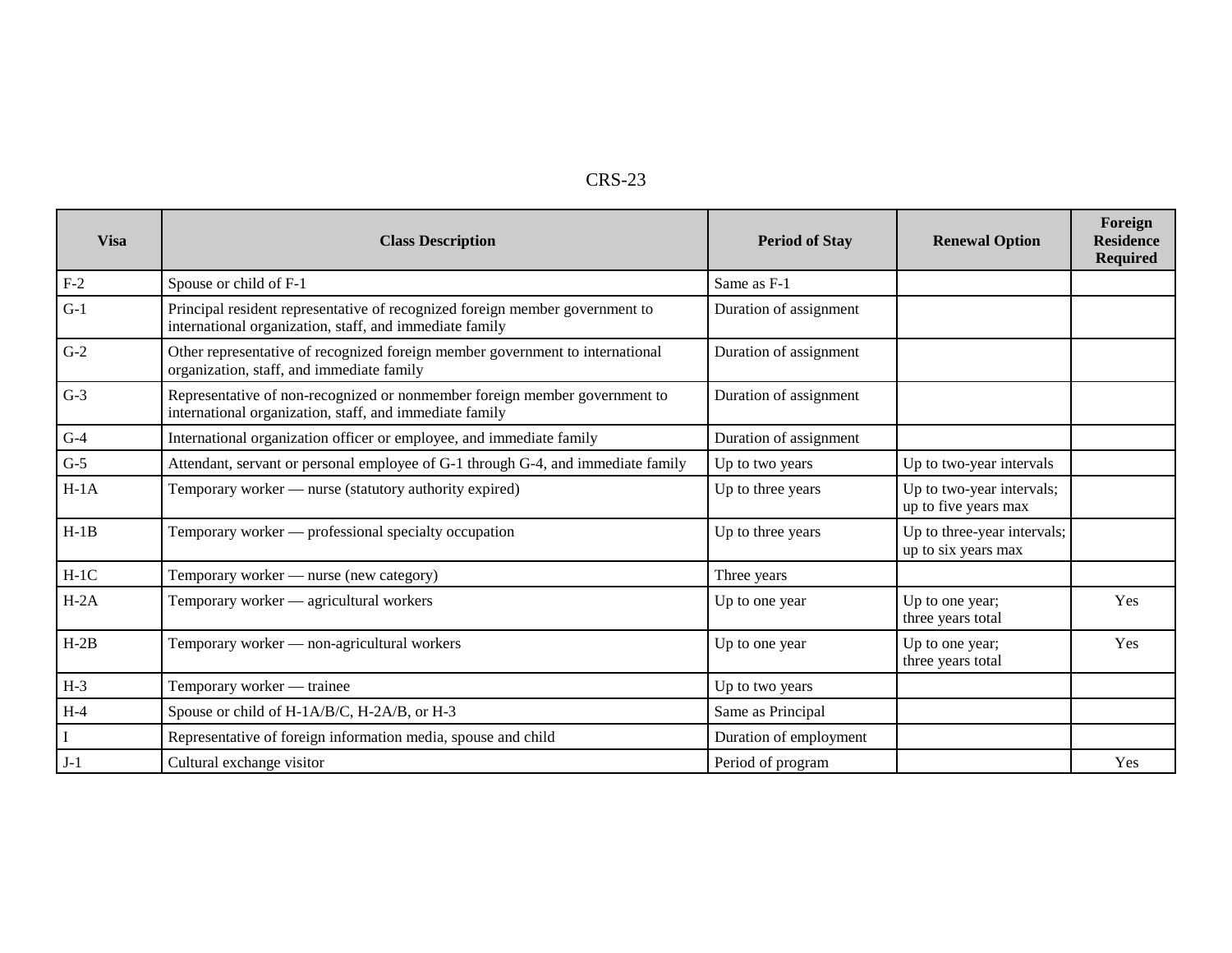| Visa | Class Description | Period of Stay | Renewal Option | Foreign Residence Required |
|---|---|---|---|---|
| F-2 | Spouse or child of F-1 | Same as F-1 | | |
| G-1 | Principal resident representative of recognized foreign member government to international organization, staff, and immediate family | Duration of assignment | | |
| G-2 | Other representative of recognized foreign member government to international organization, staff, and immediate family | Duration of assignment | | |
| G-3 | Representative of non-recognized or nonmember foreign member government to international organization, staff, and immediate family | Duration of assignment | | |
| G-4 | International organization officer or employee, and immediate family | Duration of assignment | | |
| G-5 | Attendant, servant or personal employee of G-1 through G-4, and immediate family | Up to two years | Up to two-year intervals | |
| H-1A | Temporary worker — nurse (statutory authority expired) | Up to three years | Up to two-year intervals; up to five years max | |
| H-1B | Temporary worker — professional specialty occupation | Up to three years | Up to three-year intervals; up to six years max | |
| H-1C | Temporary worker — nurse (new category) | Three years | | |
| H-2A | Temporary worker — agricultural workers | Up to one year | Up to one year; three years total | Yes |
| H-2B | Temporary worker — non-agricultural workers | Up to one year | Up to one year; three years total | Yes |
| H-3 | Temporary worker — trainee | Up to two years | | |
| H-4 | Spouse or child of H-1A/B/C, H-2A/B, or H-3 | Same as Principal | | |
| I | Representative of foreign information media, spouse and child | Duration of employment | | |
| J-1 | Cultural exchange visitor | Period of program | | Yes |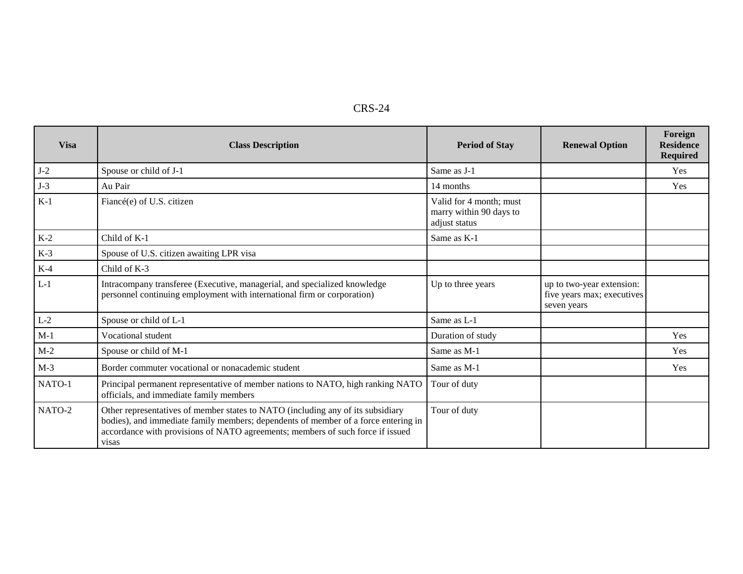| Visa | Class Description | Period of Stay | Renewal Option | Foreign Residence Required |
|---|---|---|---|---|
| J-2 | Spouse or child of J-1 | Same as J-1 | | Yes |
| J-3 | Au Pair | 14 months | | Yes |
| K-1 | Fiancé(e) of U.S. citizen | Valid for 4 month; must marry within 90 days to adjust status | | |
| K-2 | Child of K-1 | Same as K-1 | | |
| K-3 | Spouse of U.S. citizen awaiting LPR visa | | | |
| K-4 | Child of K-3 | | | |
| L-1 | Intracompany transferee (Executive, managerial, and specialized knowledge personnel continuing employment with international firm or corporation) | Up to three years | up to two-year extension: five years max; executives seven years | |
| L-2 | Spouse or child of L-1 | Same as L-1 | | |
| M-1 | Vocational student | Duration of study | | Yes |
| M-2 | Spouse or child of M-1 | Same as M-1 | | Yes |
| M-3 | Border commuter vocational or nonacademic student | Same as M-1 | | Yes |
| NATO-1 | Principal permanent representative of member nations to NATO, high ranking NATO officials, and immediate family members | Tour of duty | | |
| NATO-2 | Other representatives of member states to NATO (including any of its subsidiary bodies), and immediate family members; dependents of member of a force entering in accordance with provisions of NATO agreements; members of such force if issued visas | Tour of duty | | |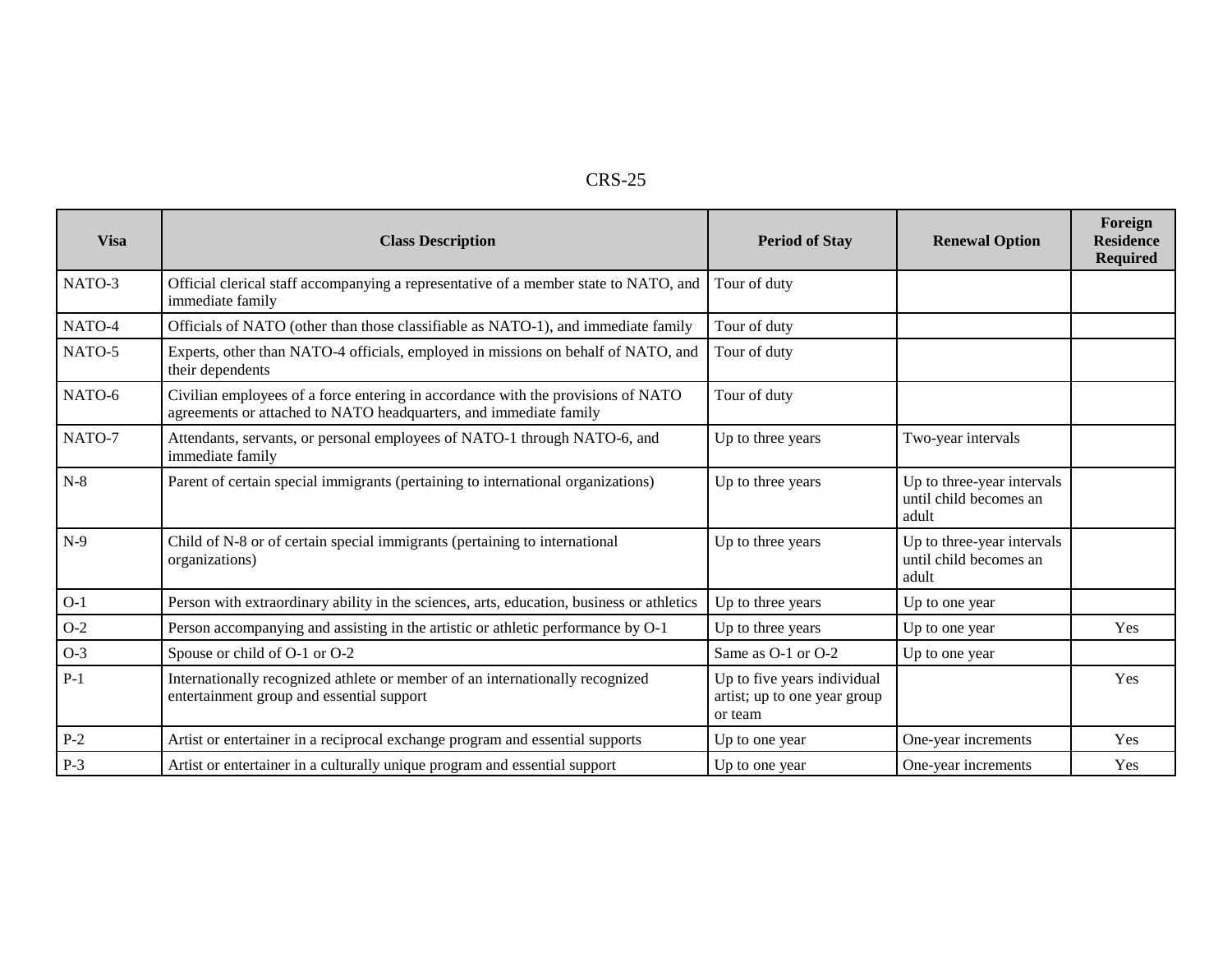| Visa | Class Description | Period of Stay | Renewal Option | Foreign Residence Required |
|---|---|---|---|---|
| NATO-3 | Official clerical staff accompanying a representative of a member state to NATO, and immediate family | Tour of duty | | |
| NATO-4 | Officials of NATO (other than those classifiable as NATO-1), and immediate family | Tour of duty | | |
| NATO-5 | Experts, other than NATO-4 officials, employed in missions on behalf of NATO, and their dependents | Tour of duty | | |
| NATO-6 | Civilian employees of a force entering in accordance with the provisions of NATO agreements or attached to NATO headquarters, and immediate family | Tour of duty | | |
| NATO-7 | Attendants, servants, or personal employees of NATO-1 through NATO-6, and immediate family | Up to three years | Two-year intervals | |
| N-8 | Parent of certain special immigrants (pertaining to international organizations) | Up to three years | Up to three-year intervals until child becomes an adult | |
| N-9 | Child of N-8 or of certain special immigrants (pertaining to international organizations) | Up to three years | Up to three-year intervals until child becomes an adult | |
| O-1 | Person with extraordinary ability in the sciences, arts, education, business or athletics | Up to three years | Up to one year | |
| O-2 | Person accompanying and assisting in the artistic or athletic performance by O-1 | Up to three years | Up to one year | Yes |
| O-3 | Spouse or child of O-1 or O-2 | Same as O-1 or O-2 | Up to one year | |
| P-1 | Internationally recognized athlete or member of an internationally recognized entertainment group and essential support | Up to five years individual artist; up to one year group or team | | Yes |
| P-2 | Artist or entertainer in a reciprocal exchange program and essential supports | Up to one year | One-year increments | Yes |
| P-3 | Artist or entertainer in a culturally unique program and essential support | Up to one year | One-year increments | Yes |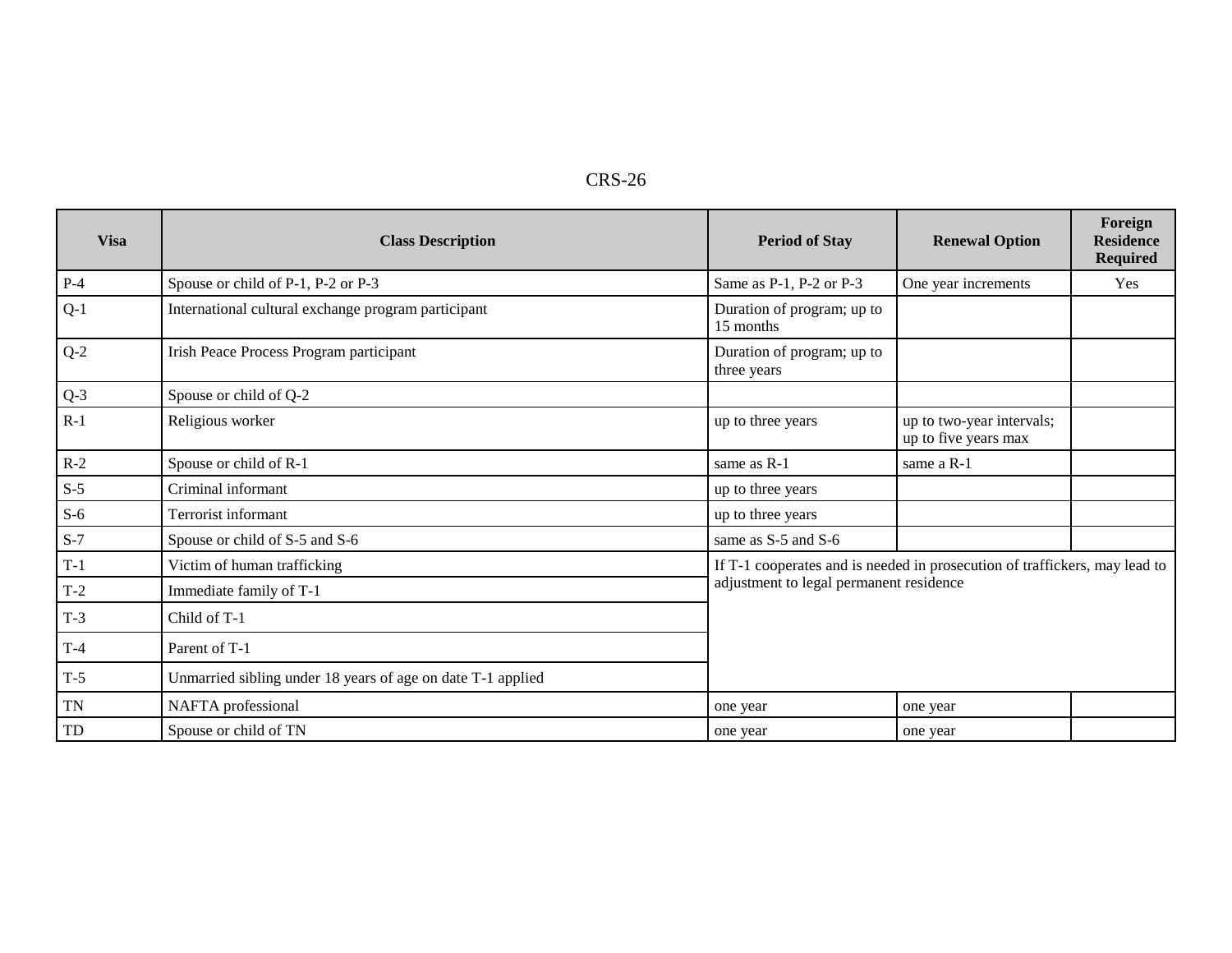| Visa | Class Description | Period of Stay | Renewal Option | Foreign Residence Required |
|---|---|---|---|---|
| P-4 | Spouse or child of P-1, P-2 or P-3 | Same as P-1, P-2 or P-3 | One year increments | Yes |
| Q-1 | International cultural exchange program participant | Duration of program; up to 15 months | | |
| Q-2 | Irish Peace Process Program participant | Duration of program; up to three years | | |
| Q-3 | Spouse or child of Q-2 | | | |
| R-1 | Religious worker | up to three years | up to two-year intervals; up to five years max | |
| R-2 | Spouse or child of R-1 | same as R-1 | same a R-1 | |
| S-5 | Criminal informant | up to three years | | |
| S-6 | Terrorist informant | up to three years | | |
| S-7 | Spouse or child of S-5 and S-6 | same as S-5 and S-6 | | |
| T-1 | Victim of human trafficking | If T-1 cooperates and is needed in prosecution of traffickers, may lead to adjustment to legal permanent residence | | |
| T-2 | Immediate family of T-1 | | | |
| T-3 | Child of T-1 | | | |
| T-4 | Parent of T-1 | | | |
| T-5 | Unmarried sibling under 18 years of age on date T-1 applied | | | |
| TN | NAFTA professional | one year | one year | |
| TD | Spouse or child of TN | one year | one year | |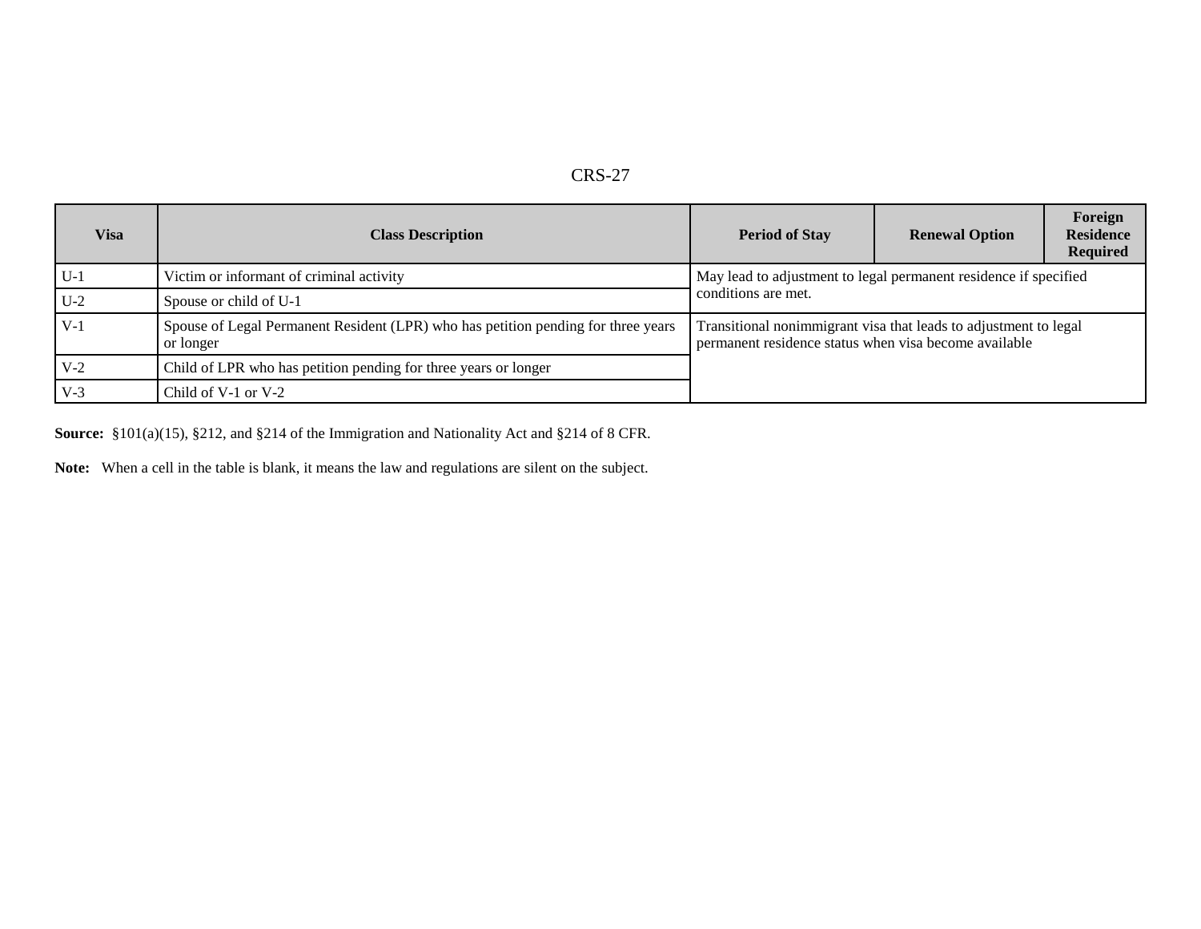| Visa | Class Description | Period of Stay | Renewal Option | Foreign Residence Required |
|---|---|---|---|---|
| U-1 | Victim or informant of criminal activity | May lead to adjustment to legal permanent residence if specified conditions are met. | | |
| U-2 | Spouse or child of U-1 | | | |
| V-1 | Spouse of Legal Permanent Resident (LPR) who has petition pending for three years or longer | Transitional nonimmigrant visa that leads to adjustment to legal permanent residence status when visa become available | | |
| V-2 | Child of LPR who has petition pending for three years or longer | | | |
| V-3 | Child of V-1 or V-2 | | | |

**Source:** §101(a)(15), §212, and §214 of the Immigration and Nationality Act and §214 of 8 CFR.

**Note:** When a cell in the table is blank, it means the law and regulations are silent on the subject.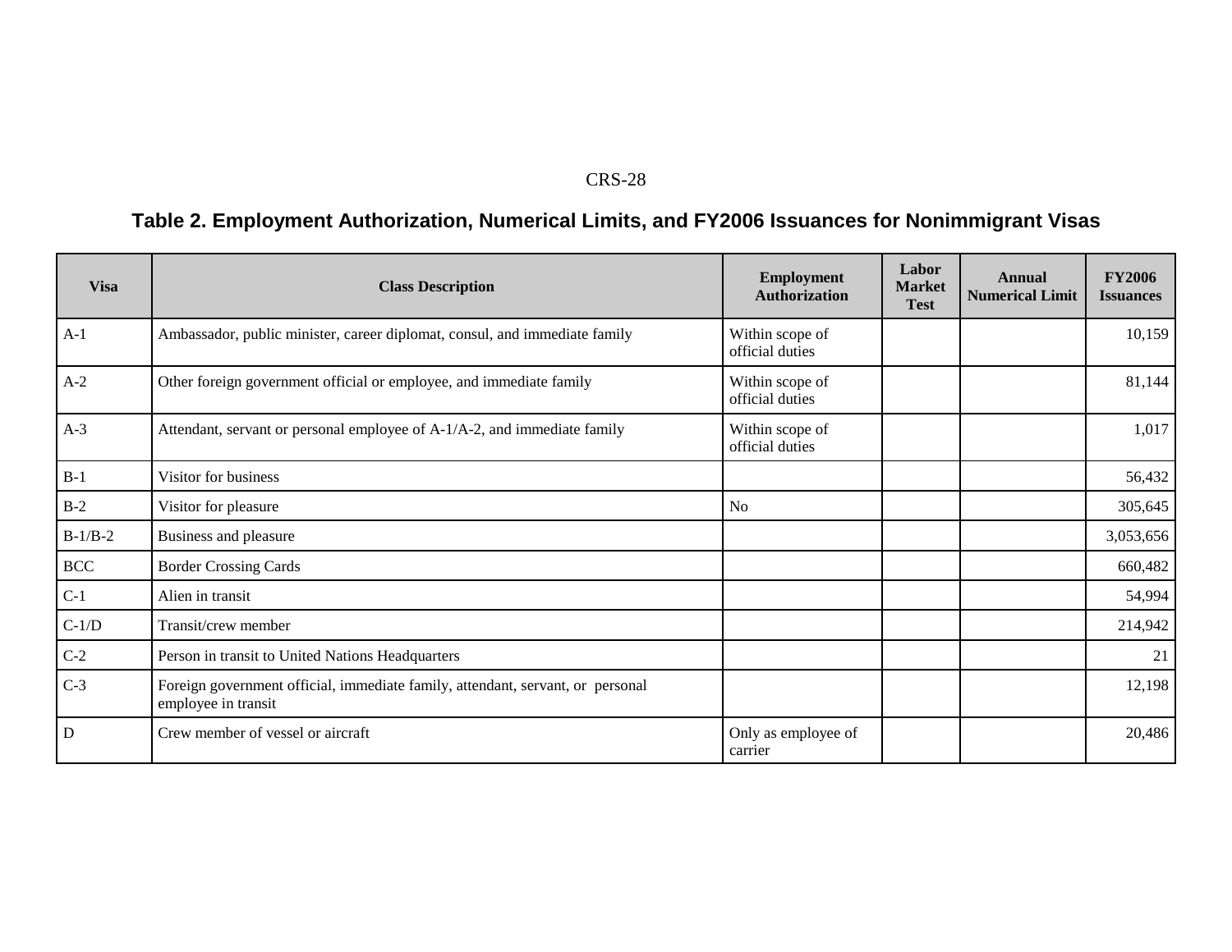## Table 2. Employment Authorization, Numerical Limits, and FY2006 Issuances for Nonimmigrant Visas

| Visa | Class Description | Employment Authorization | Labor Market Test | Annual Numerical Limit | FY2006 Issuances |
|---|---|---|---|---|---|
| A-1 | Ambassador, public minister, career diplomat, consul, and immediate family | Within scope of official duties | | | 10,159 |
| A-2 | Other foreign government official or employee, and immediate family | Within scope of official duties | | | 81,144 |
| A-3 | Attendant, servant or personal employee of A-1/A-2, and immediate family | Within scope of official duties | | | 1,017 |
| B-1 | Visitor for business | | | | 56,432 |
| B-2 | Visitor for pleasure | No | | | 305,645 |
| B-1/B-2 | Business and pleasure | | | | 3,053,656 |
| BCC | Border Crossing Cards | | | | 660,482 |
| C-1 | Alien in transit | | | | 54,994 |
| C-1/D | Transit/crew member | | | | 214,942 |
| C-2 | Person in transit to United Nations Headquarters | | | | 21 |
| C-3 | Foreign government official, immediate family, attendant, servant, or personal employee in transit | | | | 12,198 |
| D | Crew member of vessel or aircraft | Only as employee of carrier | | | 20,486 |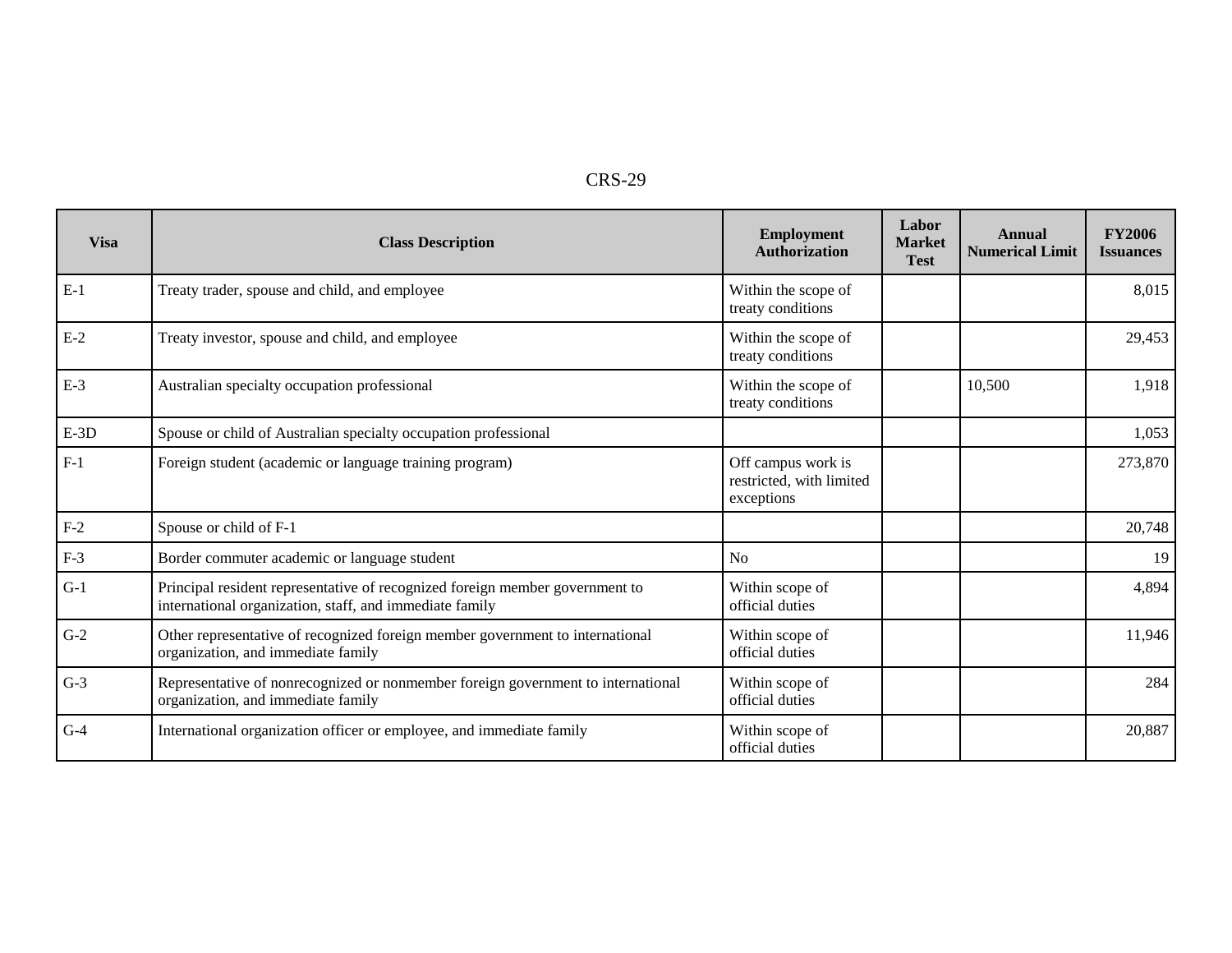| Visa | Class Description | Employment Authorization | Labor Market Test | Annual Numerical Limit | FY2006 Issuances |
| --- | --- | --- | --- | --- | --- |
| E-1 | Treaty trader, spouse and child, and employee | Within the scope of treaty conditions | | | 8,015 |
| E-2 | Treaty investor, spouse and child, and employee | Within the scope of treaty conditions | | | 29,453 |
| E-3 | Australian specialty occupation professional | Within the scope of treaty conditions | | 10,500 | 1,918 |
| E-3D | Spouse or child of Australian specialty occupation professional | | | | 1,053 |
| F-1 | Foreign student (academic or language training program) | Off campus work is restricted, with limited exceptions | | | 273,870 |
| F-2 | Spouse or child of F-1 | | | | 20,748 |
| F-3 | Border commuter academic or language student | No | | | 19 |
| G-1 | Principal resident representative of recognized foreign member government to international organization, staff, and immediate family | Within scope of official duties | | | 4,894 |
| G-2 | Other representative of recognized foreign member government to international organization, and immediate family | Within scope of official duties | | | 11,946 |
| G-3 | Representative of nonrecognized or nonmember foreign government to international organization, and immediate family | Within scope of official duties | | | 284 |
| G-4 | International organization officer or employee, and immediate family | Within scope of official duties | | | 20,887 |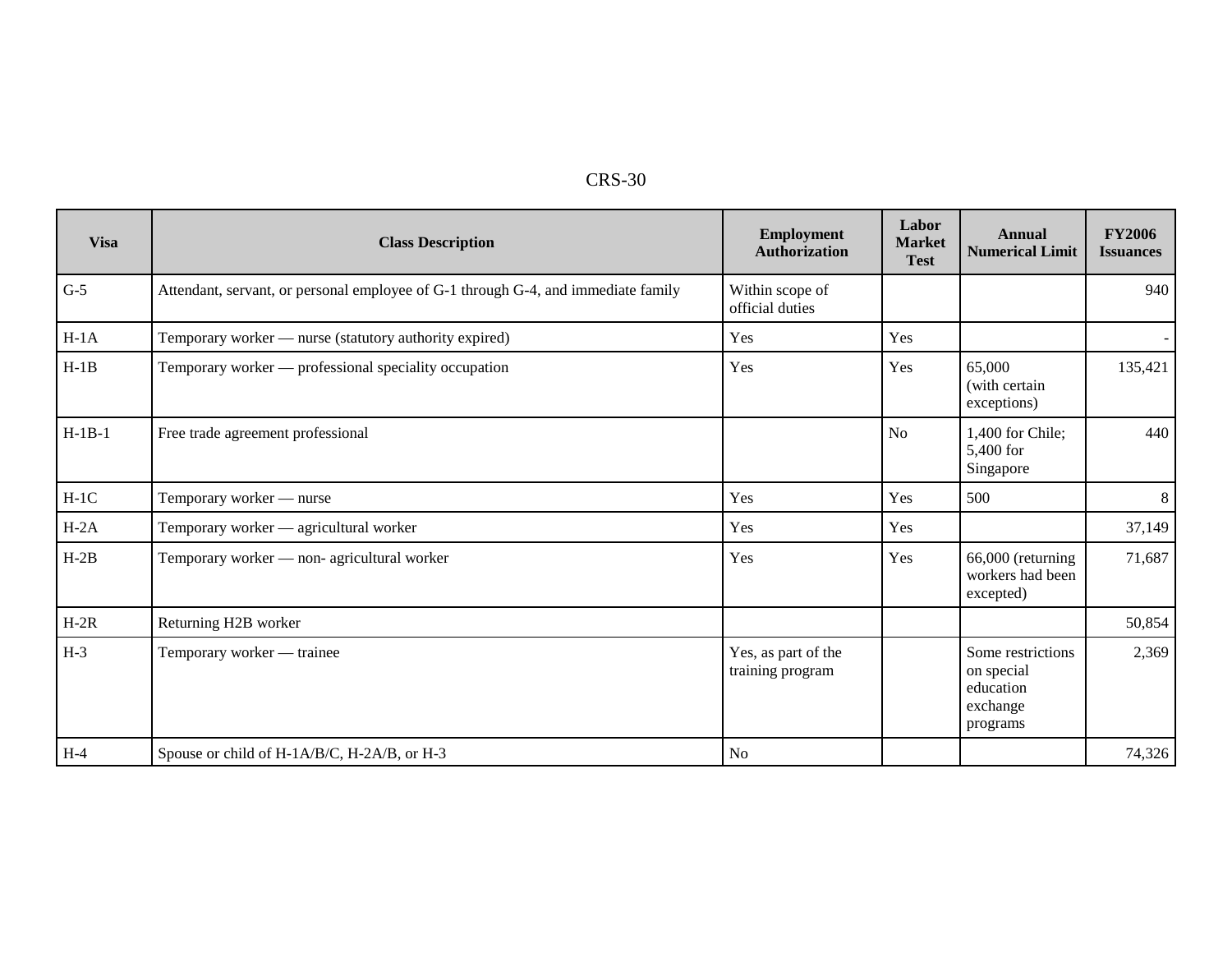| Visa | Class Description | Employment Authorization | Labor Market Test | Annual Numerical Limit | FY2006 Issuances |
|---|---|---|---|---|---|
| G-5 | Attendant, servant, or personal employee of G-1 through G-4, and immediate family | Within scope of official duties | | | 940 |
| H-1A | Temporary worker — nurse (statutory authority expired) | Yes | Yes | | - |
| H-1B | Temporary worker — professional speciality occupation | Yes | Yes | 65,000 (with certain exceptions) | 135,421 |
| H-1B-1 | Free trade agreement professional | | No | 1,400 for Chile; 5,400 for Singapore | 440 |
| H-1C | Temporary worker — nurse | Yes | Yes | 500 | 8 |
| H-2A | Temporary worker — agricultural worker | Yes | Yes | | 37,149 |
| H-2B | Temporary worker — non- agricultural worker | Yes | Yes | 66,000 (returning workers had been excepted) | 71,687 |
| H-2R | Returning H2B worker | | | | 50,854 |
| H-3 | Temporary worker — trainee | Yes, as part of the training program | | Some restrictions on special education exchange programs | 2,369 |
| H-4 | Spouse or child of H-1A/B/C, H-2A/B, or H-3 | No | | | 74,326 |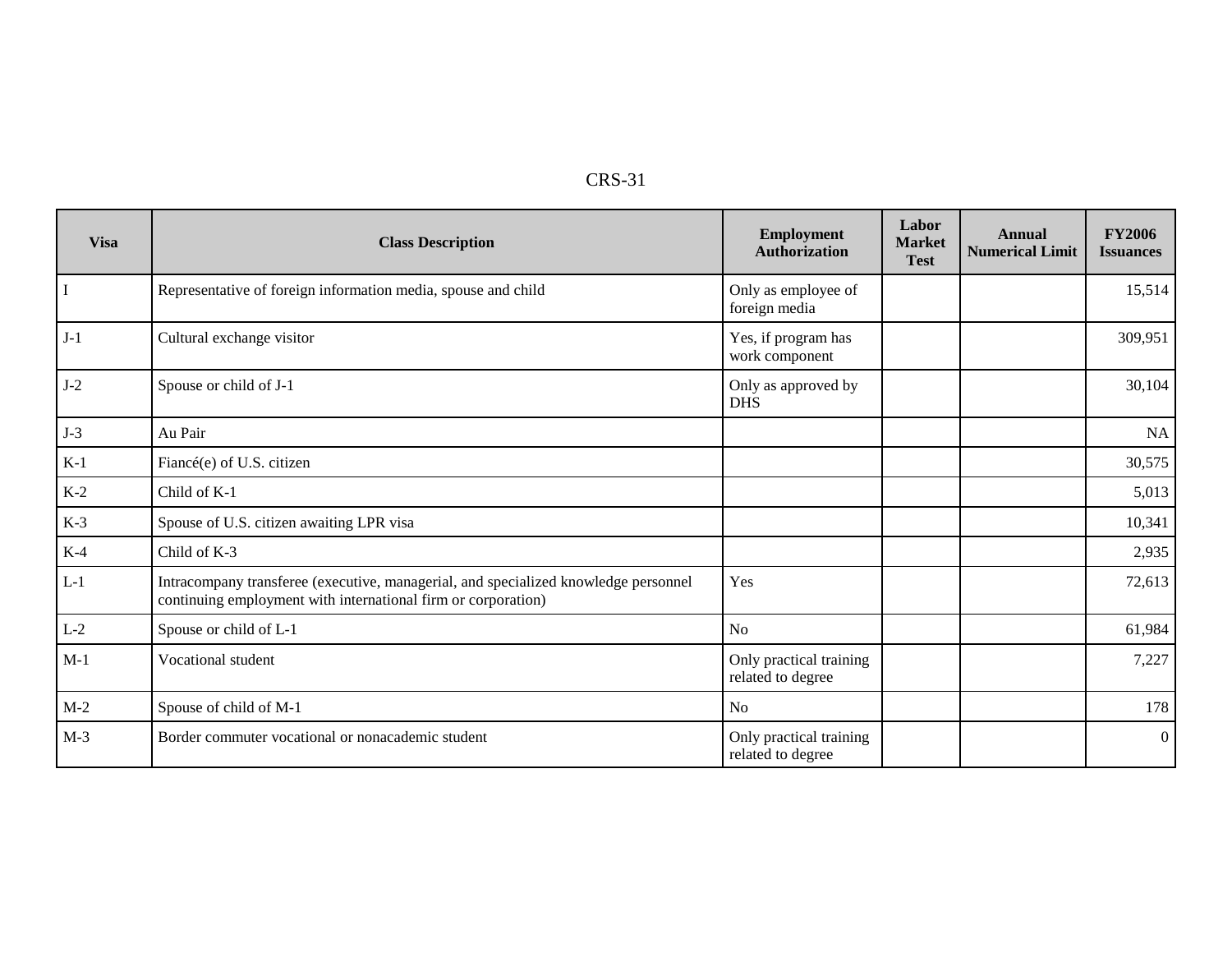| Visa | Class Description | Employment Authorization | Labor Market Test | Annual Numerical Limit | FY2006 Issuances |
|---|---|---|---|---|---|
| I | Representative of foreign information media, spouse and child | Only as employee of foreign media | | | 15,514 |
| J-1 | Cultural exchange visitor | Yes, if program has work component | | | 309,951 |
| J-2 | Spouse or child of J-1 | Only as approved by DHS | | | 30,104 |
| J-3 | Au Pair | | | | NA |
| K-1 | Fiancé(e) of U.S. citizen | | | | 30,575 |
| K-2 | Child of K-1 | | | | 5,013 |
| K-3 | Spouse of U.S. citizen awaiting LPR visa | | | | 10,341 |
| K-4 | Child of K-3 | | | | 2,935 |
| L-1 | Intracompany transferee (executive, managerial, and specialized knowledge personnel continuing employment with international firm or corporation) | Yes | | | 72,613 |
| L-2 | Spouse or child of L-1 | No | | | 61,984 |
| M-1 | Vocational student | Only practical training related to degree | | | 7,227 |
| M-2 | Spouse of child of M-1 | No | | | 178 |
| M-3 | Border commuter vocational or nonacademic student | Only practical training related to degree | | | 0 |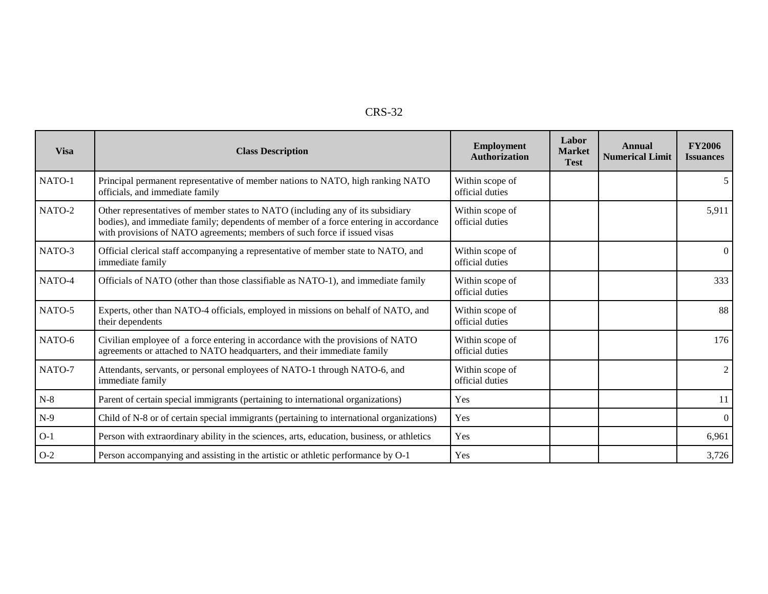| Visa | Class Description | Employment Authorization | Labor Market Test | Annual Numerical Limit | FY2006 Issuances |
|---|---|---|---|---|---|
| NATO-1 | Principal permanent representative of member nations to NATO, high ranking NATO officials, and immediate family | Within scope of official duties | | | 5 |
| NATO-2 | Other representatives of member states to NATO (including any of its subsidiary bodies), and immediate family; dependents of member of a force entering in accordance with provisions of NATO agreements; members of such force if issued visas | Within scope of official duties | | | 5,911 |
| NATO-3 | Official clerical staff accompanying a representative of member state to NATO, and immediate family | Within scope of official duties | | | 0 |
| NATO-4 | Officials of NATO (other than those classifiable as NATO-1), and immediate family | Within scope of official duties | | | 333 |
| NATO-5 | Experts, other than NATO-4 officials, employed in missions on behalf of NATO, and their dependents | Within scope of official duties | | | 88 |
| NATO-6 | Civilian employee of a force entering in accordance with the provisions of NATO agreements or attached to NATO headquarters, and their immediate family | Within scope of official duties | | | 176 |
| NATO-7 | Attendants, servants, or personal employees of NATO-1 through NATO-6, and immediate family | Within scope of official duties | | | 2 |
| N-8 | Parent of certain special immigrants (pertaining to international organizations) | Yes | | | 11 |
| N-9 | Child of N-8 or of certain special immigrants (pertaining to international organizations) | Yes | | | 0 |
| O-1 | Person with extraordinary ability in the sciences, arts, education, business, or athletics | Yes | | | 6,961 |
| O-2 | Person accompanying and assisting in the artistic or athletic performance by O-1 | Yes | | | 3,726 |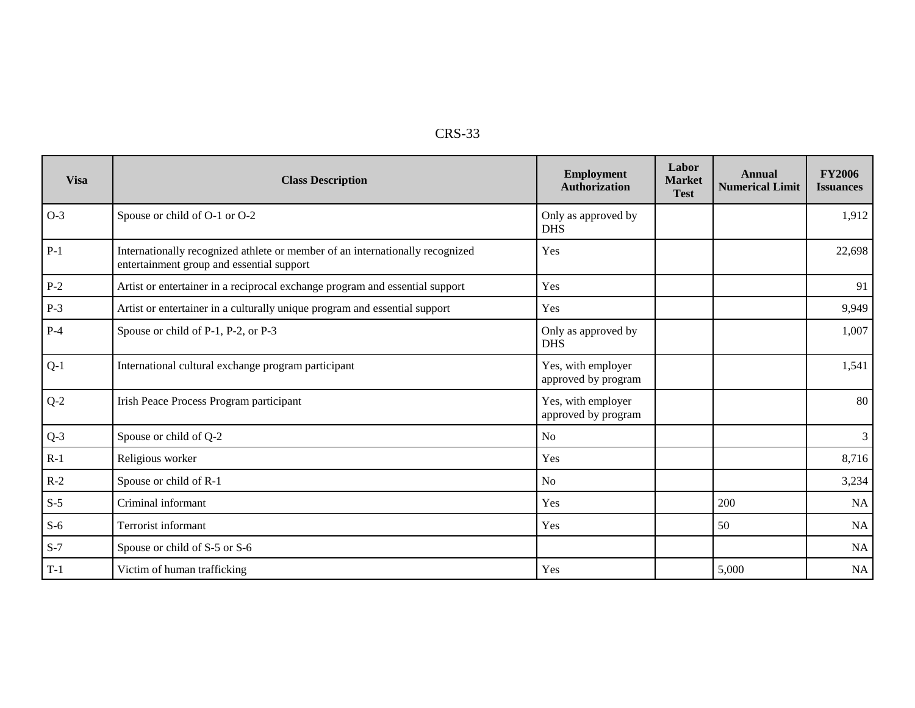| Visa | Class Description | Employment Authorization | Labor Market Test | Annual Numerical Limit | FY2006 Issuances |
|---|---|---|---|---|---|
| O-3 | Spouse or child of O-1 or O-2 | Only as approved by DHS | | | 1,912 |
| P-1 | Internationally recognized athlete or member of an internationally recognized entertainment group and essential support | Yes | | | 22,698 |
| P-2 | Artist or entertainer in a reciprocal exchange program and essential support | Yes | | | 91 |
| P-3 | Artist or entertainer in a culturally unique program and essential support | Yes | | | 9,949 |
| P-4 | Spouse or child of P-1, P-2, or P-3 | Only as approved by DHS | | | 1,007 |
| Q-1 | International cultural exchange program participant | Yes, with employer approved by program | | | 1,541 |
| Q-2 | Irish Peace Process Program participant | Yes, with employer approved by program | | | 80 |
| Q-3 | Spouse or child of Q-2 | No | | | 3 |
| R-1 | Religious worker | Yes | | | 8,716 |
| R-2 | Spouse or child of R-1 | No | | | 3,234 |
| S-5 | Criminal informant | Yes | | 200 | NA |
| S-6 | Terrorist informant | Yes | | 50 | NA |
| S-7 | Spouse or child of S-5 or S-6 | | | | NA |
| T-1 | Victim of human trafficking | Yes | | 5,000 | NA |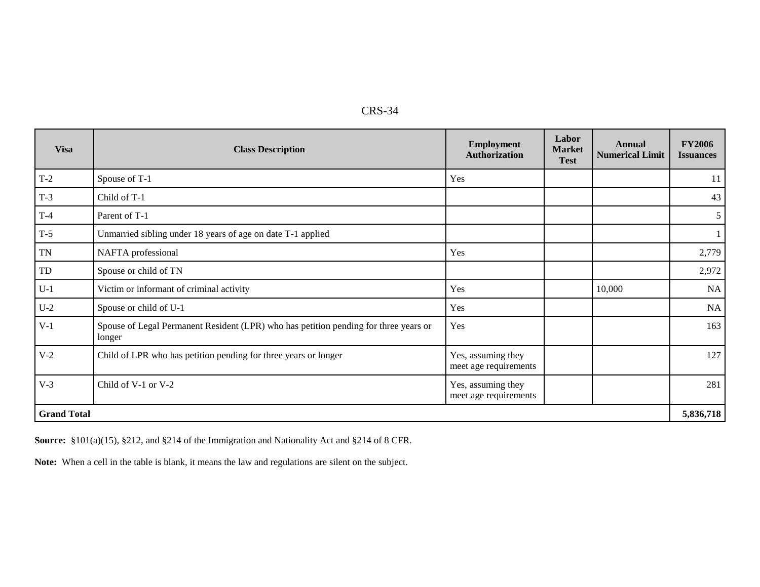| Visa | Class Description | Employment Authorization | Labor Market Test | Annual Numerical Limit | FY2006 Issuances |
|---|---|---|---|---|---|
| T-2 | Spouse of T-1 | Yes | | | 11 |
| T-3 | Child of T-1 | | | | 43 |
| T-4 | Parent of T-1 | | | | 5 |
| T-5 | Unmarried sibling under 18 years of age on date T-1 applied | | | | 1 |
| TN | NAFTA professional | Yes | | | 2,779 |
| TD | Spouse or child of TN | | | | 2,972 |
| U-1 | Victim or informant of criminal activity | Yes | | 10,000 | NA |
| U-2 | Spouse or child of U-1 | Yes | | | NA |
| V-1 | Spouse of Legal Permanent Resident (LPR) who has petition pending for three years or longer | Yes | | | 163 |
| V-2 | Child of LPR who has petition pending for three years or longer | Yes, assuming they meet age requirements | | | 127 |
| V-3 | Child of V-1 or V-2 | Yes, assuming they meet age requirements | | | 281 |
| **Grand Total** | | | | | **5,836,718** |

**Source:** §101(a)(15), §212, and §214 of the Immigration and Nationality Act and §214 of 8 CFR.

**Note:** When a cell in the table is blank, it means the law and regulations are silent on the subject.